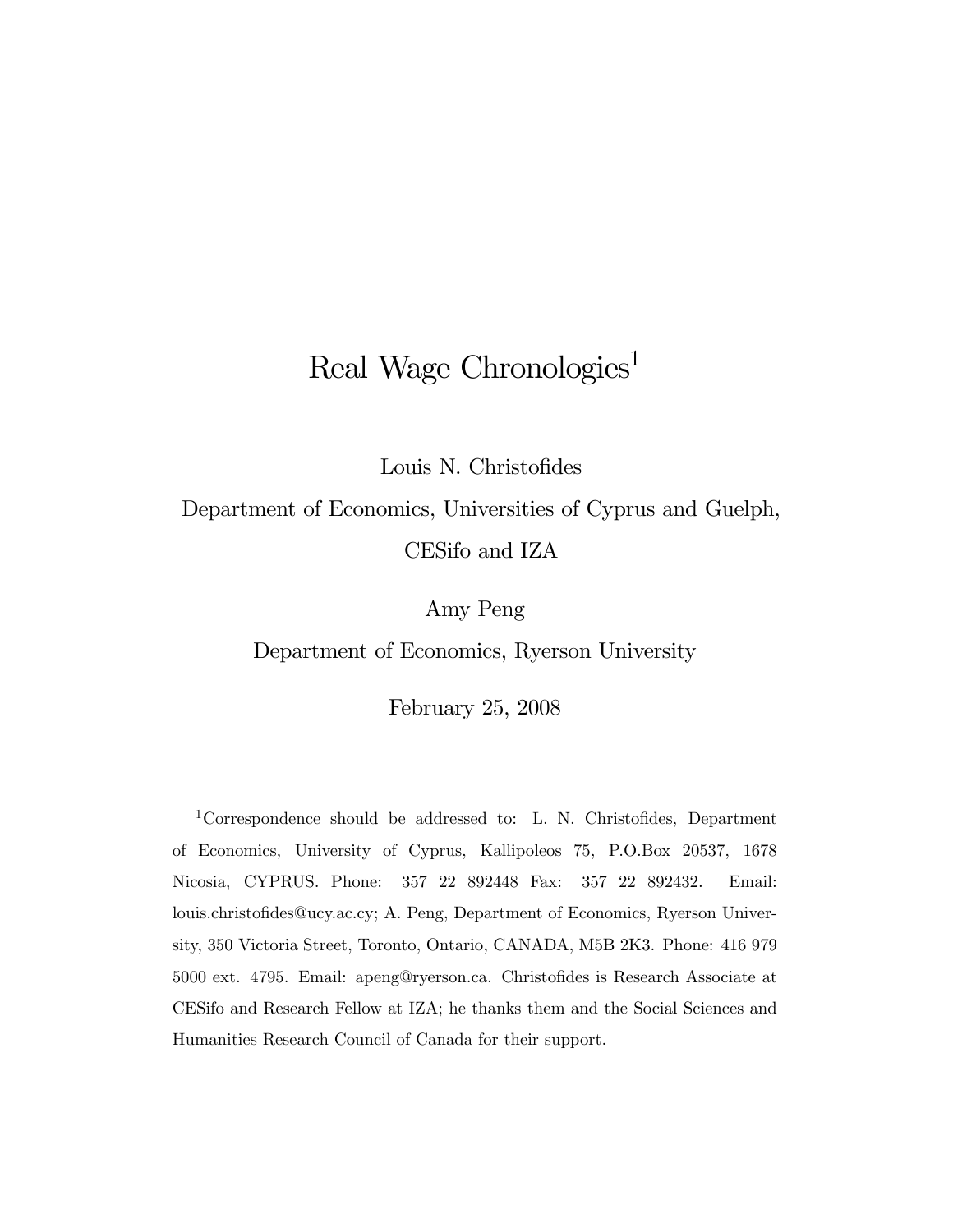# Real Wage Chronologies[1]

Louis N. Christofides

Department of Economics, Universities of Cyprus and Guelph, CESifo and IZA

Amy Peng

Department of Economics, Ryerson University

February 25, 2008

[1] Correspondence should be addressed to: L. N. Christofides, Department of Economics, University of Cyprus, Kallipoleos 75, P.O.Box 20537, 1678 Nicosia, CYPRUS. Phone: 357 22 892448 Fax: 357 22 892432. Email: louis.christofides@ucy.ac.cy; A. Peng, Department of Economics, Ryerson University, 350 Victoria Street, Toronto, Ontario, CANADA, M5B 2K3. Phone: 416 979 5000 ext. 4795. Email: apeng@ryerson.ca. Christofides is Research Associate at CESifo and Research Fellow at IZA; he thanks them and the Social Sciences and Humanities Research Council of Canada for their support.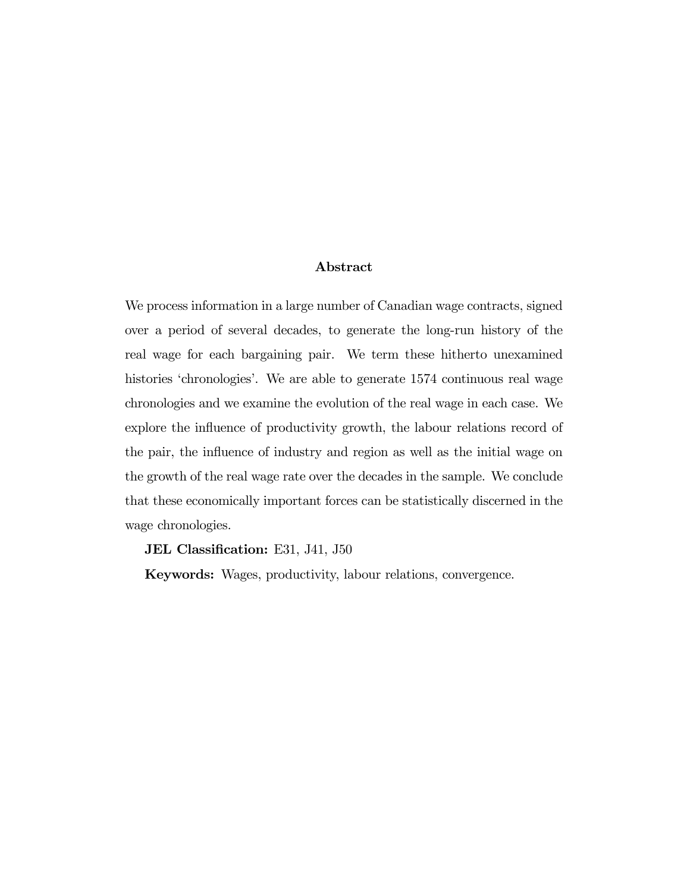## Abstract

We process information in a large number of Canadian wage contracts, signed over a period of several decades, to generate the long-run history of the real wage for each bargaining pair. We term these hitherto unexamined histories 'chronologies'. We are able to generate 1574 continuous real wage chronologies and we examine the evolution of the real wage in each case. We explore the influence of productivity growth, the labour relations record of the pair, the influence of industry and region as well as the initial wage on the growth of the real wage rate over the decades in the sample. We conclude that these economically important forces can be statistically discerned in the wage chronologies.

**JEL Classification:** E31, J41, J50

**Keywords:** Wages, productivity, labour relations, convergence.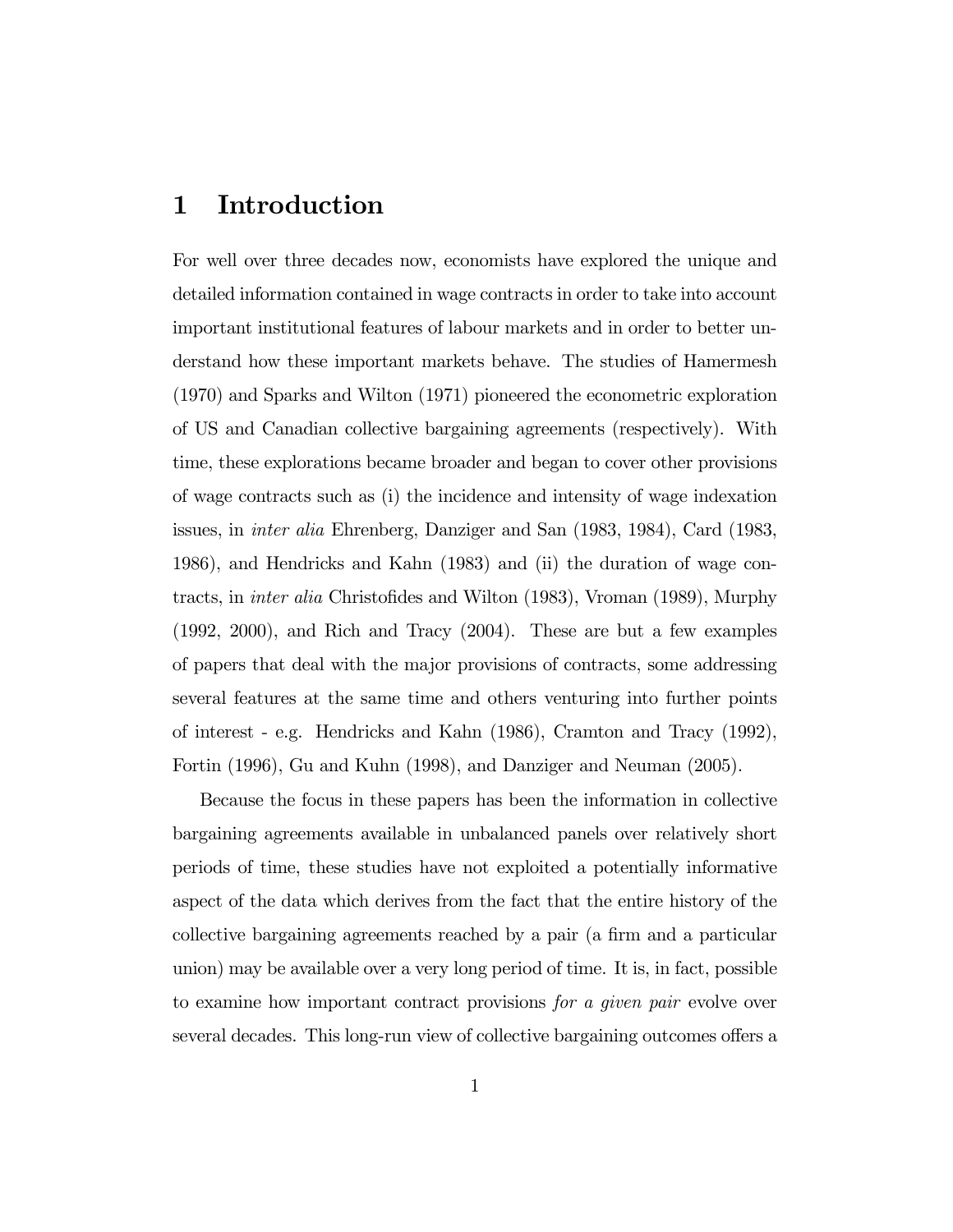# 1 Introduction

For well over three decades now, economists have explored the unique and detailed information contained in wage contracts in order to take into account important institutional features of labour markets and in order to better understand how these important markets behave. The studies of Hamermesh (1970) and Sparks and Wilton (1971) pioneered the econometric exploration of US and Canadian collective bargaining agreements (respectively). With time, these explorations became broader and began to cover other provisions of wage contracts such as (i) the incidence and intensity of wage indexation issues, in *inter alia* Ehrenberg, Danziger and San (1983, 1984), Card (1983, 1986), and Hendricks and Kahn (1983) and (ii) the duration of wage contracts, in *inter alia* Christofides and Wilton (1983), Vroman (1989), Murphy (1992, 2000), and Rich and Tracy (2004). These are but a few examples of papers that deal with the major provisions of contracts, some addressing several features at the same time and others venturing into further points of interest - e.g. Hendricks and Kahn (1986), Cramton and Tracy (1992), Fortin (1996), Gu and Kuhn (1998), and Danziger and Neuman (2005).

Because the focus in these papers has been the information in collective bargaining agreements available in unbalanced panels over relatively short periods of time, these studies have not exploited a potentially informative aspect of the data which derives from the fact that the entire history of the collective bargaining agreements reached by a pair (a firm and a particular union) may be available over a very long period of time. It is, in fact, possible to examine how important contract provisions *for a given pair* evolve over several decades. This long-run view of collective bargaining outcomes offers a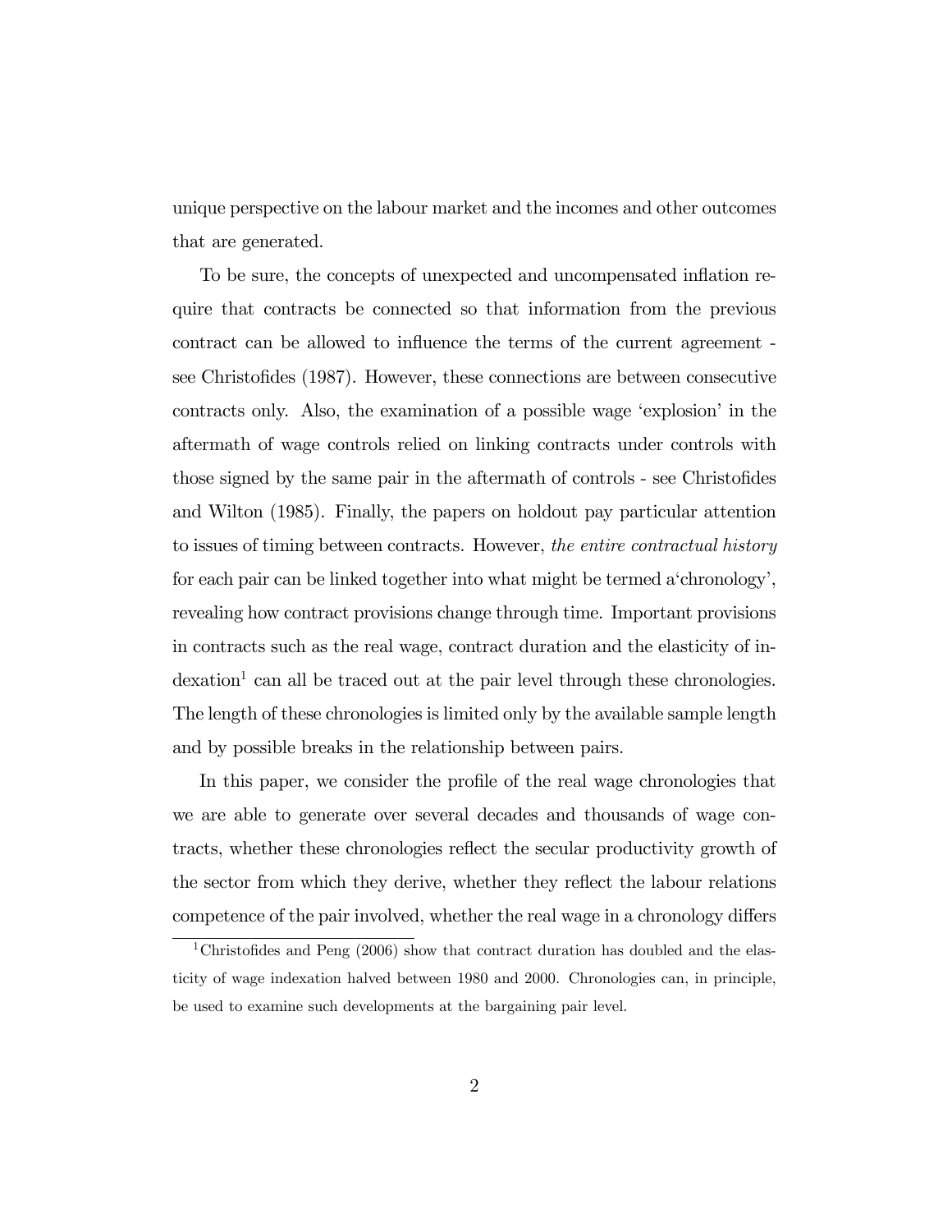unique perspective on the labour market and the incomes and other outcomes that are generated.

To be sure, the concepts of unexpected and uncompensated inflation require that contracts be connected so that information from the previous contract can be allowed to influence the terms of the current agreement - see Christofides (1987). However, these connections are between consecutive contracts only. Also, the examination of a possible wage 'explosion' in the aftermath of wage controls relied on linking contracts under controls with those signed by the same pair in the aftermath of controls - see Christofides and Wilton (1985). Finally, the papers on holdout pay particular attention to issues of timing between contracts. However, *the entire contractual history* for each pair can be linked together into what might be termed a'chronology', revealing how contract provisions change through time. Important provisions in contracts such as the real wage, contract duration and the elasticity of indexation[1] can all be traced out at the pair level through these chronologies. The length of these chronologies is limited only by the available sample length and by possible breaks in the relationship between pairs.

In this paper, we consider the profile of the real wage chronologies that we are able to generate over several decades and thousands of wage contracts, whether these chronologies reflect the secular productivity growth of the sector from which they derive, whether they reflect the labour relations competence of the pair involved, whether the real wage in a chronology differs

[1] Christofides and Peng (2006) show that contract duration has doubled and the elasticity of wage indexation halved between 1980 and 2000. Chronologies can, in principle, be used to examine such developments at the bargaining pair level.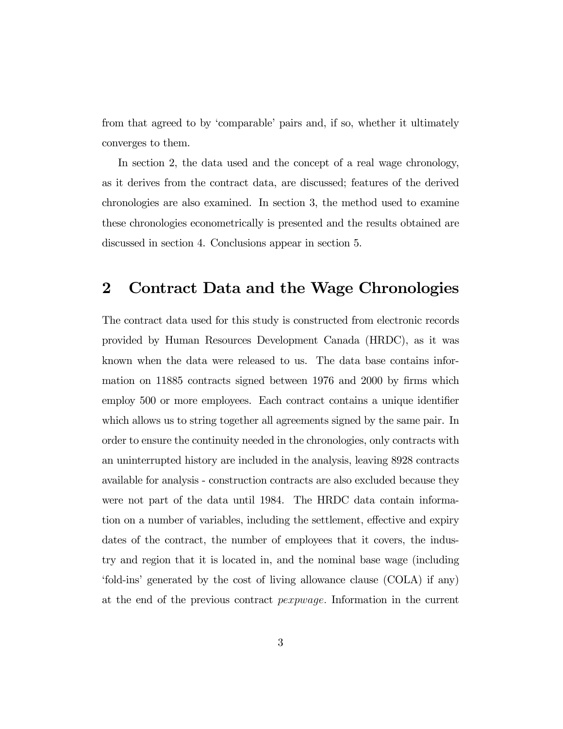from that agreed to by 'comparable' pairs and, if so, whether it ultimately converges to them.

In section 2, the data used and the concept of a real wage chronology, as it derives from the contract data, are discussed; features of the derived chronologies are also examined. In section 3, the method used to examine these chronologies econometrically is presented and the results obtained are discussed in section 4. Conclusions appear in section 5.

## 2 Contract Data and the Wage Chronologies

The contract data used for this study is constructed from electronic records provided by Human Resources Development Canada (HRDC), as it was known when the data were released to us. The data base contains information on 11885 contracts signed between 1976 and 2000 by firms which employ 500 or more employees. Each contract contains a unique identifier which allows us to string together all agreements signed by the same pair. In order to ensure the continuity needed in the chronologies, only contracts with an uninterrupted history are included in the analysis, leaving 8928 contracts available for analysis - construction contracts are also excluded because they were not part of the data until 1984. The HRDC data contain information on a number of variables, including the settlement, effective and expiry dates of the contract, the number of employees that it covers, the industry and region that it is located in, and the nominal base wage (including 'fold-ins' generated by the cost of living allowance clause (COLA) if any) at the end of the previous contract *pexpwage*. Information in the current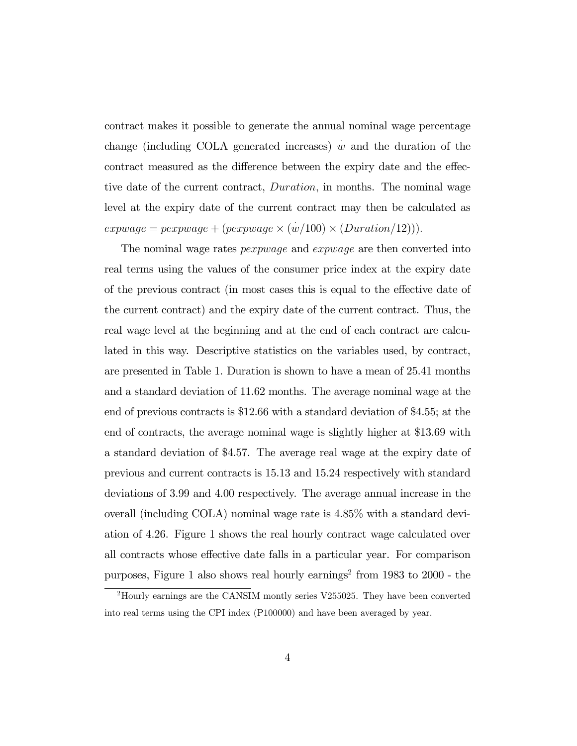contract makes it possible to generate the annual nominal wage percentage change (including COLA generated increases) $\dot{w}$ and the duration of the contract measured as the difference between the expiry date and the effective date of the current contract, *Duration*, in months. The nominal wage level at the expiry date of the current contract may then be calculated as $expwage = pexpwage + (pexpwage \times (\dot{w}/100) \times (Duration/12)))$.

The nominal wage rates *pexpwage* and *expwage* are then converted into real terms using the values of the consumer price index at the expiry date of the previous contract (in most cases this is equal to the effective date of the current contract) and the expiry date of the current contract. Thus, the real wage level at the beginning and at the end of each contract are calculated in this way. Descriptive statistics on the variables used, by contract, are presented in Table 1. Duration is shown to have a mean of 25.41 months and a standard deviation of 11.62 months. The average nominal wage at the end of previous contracts is \$12.66 with a standard deviation of \$4.55; at the end of contracts, the average nominal wage is slightly higher at \$13.69 with a standard deviation of \$4.57. The average real wage at the expiry date of previous and current contracts is 15.13 and 15.24 respectively with standard deviations of 3.99 and 4.00 respectively. The average annual increase in the overall (including COLA) nominal wage rate is 4.85% with a standard deviation of 4.26. Figure 1 shows the real hourly contract wage calculated over all contracts whose effective date falls in a particular year. For comparison purposes, Figure 1 also shows real hourly earnings[2] from 1983 to 2000 - the

[2]Hourly earnings are the CANSIM montly series V255025. They have been converted into real terms using the CPI index (P100000) and have been averaged by year.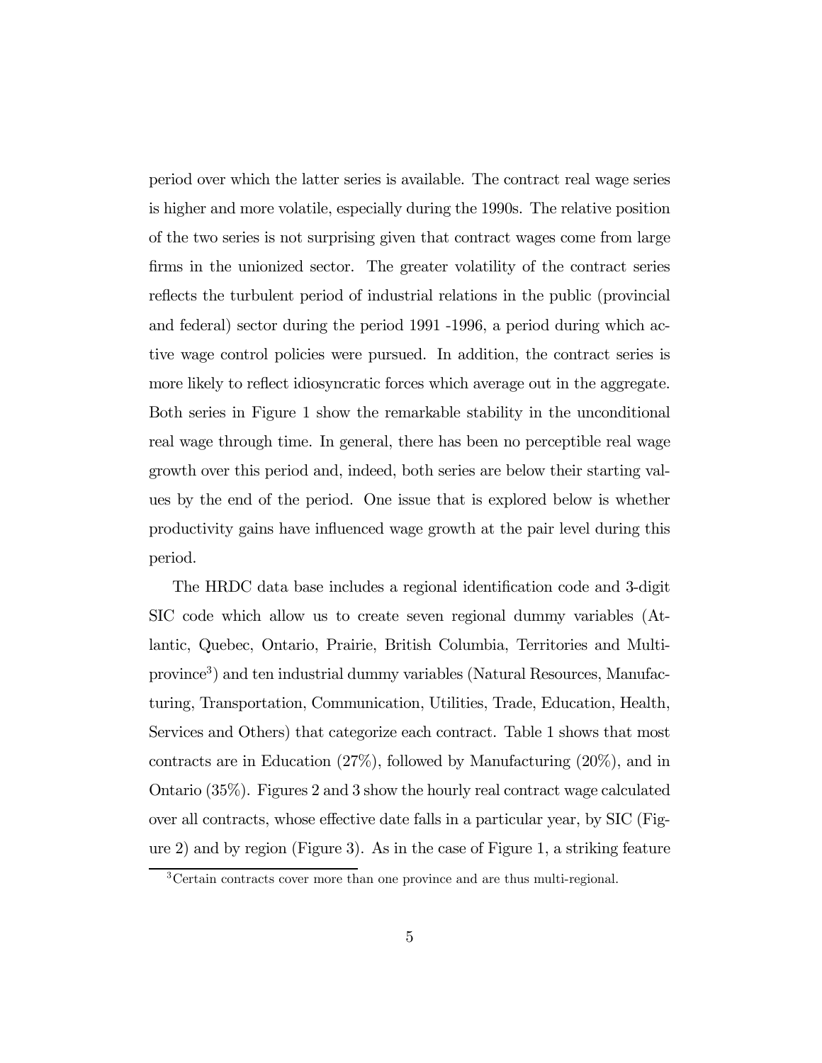period over which the latter series is available. The contract real wage series is higher and more volatile, especially during the 1990s. The relative position of the two series is not surprising given that contract wages come from large firms in the unionized sector. The greater volatility of the contract series reflects the turbulent period of industrial relations in the public (provincial and federal) sector during the period 1991 -1996, a period during which active wage control policies were pursued. In addition, the contract series is more likely to reflect idiosyncratic forces which average out in the aggregate. Both series in Figure 1 show the remarkable stability in the unconditional real wage through time. In general, there has been no perceptible real wage growth over this period and, indeed, both series are below their starting values by the end of the period. One issue that is explored below is whether productivity gains have influenced wage growth at the pair level during this period.

The HRDC data base includes a regional identification code and 3-digit SIC code which allow us to create seven regional dummy variables (Atlantic, Quebec, Ontario, Prairie, British Columbia, Territories and Multi-province[3]) and ten industrial dummy variables (Natural Resources, Manufacturing, Transportation, Communication, Utilities, Trade, Education, Health, Services and Others) that categorize each contract. Table 1 shows that most contracts are in Education (27%), followed by Manufacturing (20%), and in Ontario (35%). Figures 2 and 3 show the hourly real contract wage calculated over all contracts, whose effective date falls in a particular year, by SIC (Figure 2) and by region (Figure 3). As in the case of Figure 1, a striking feature

[3] Certain contracts cover more than one province and are thus multi-regional.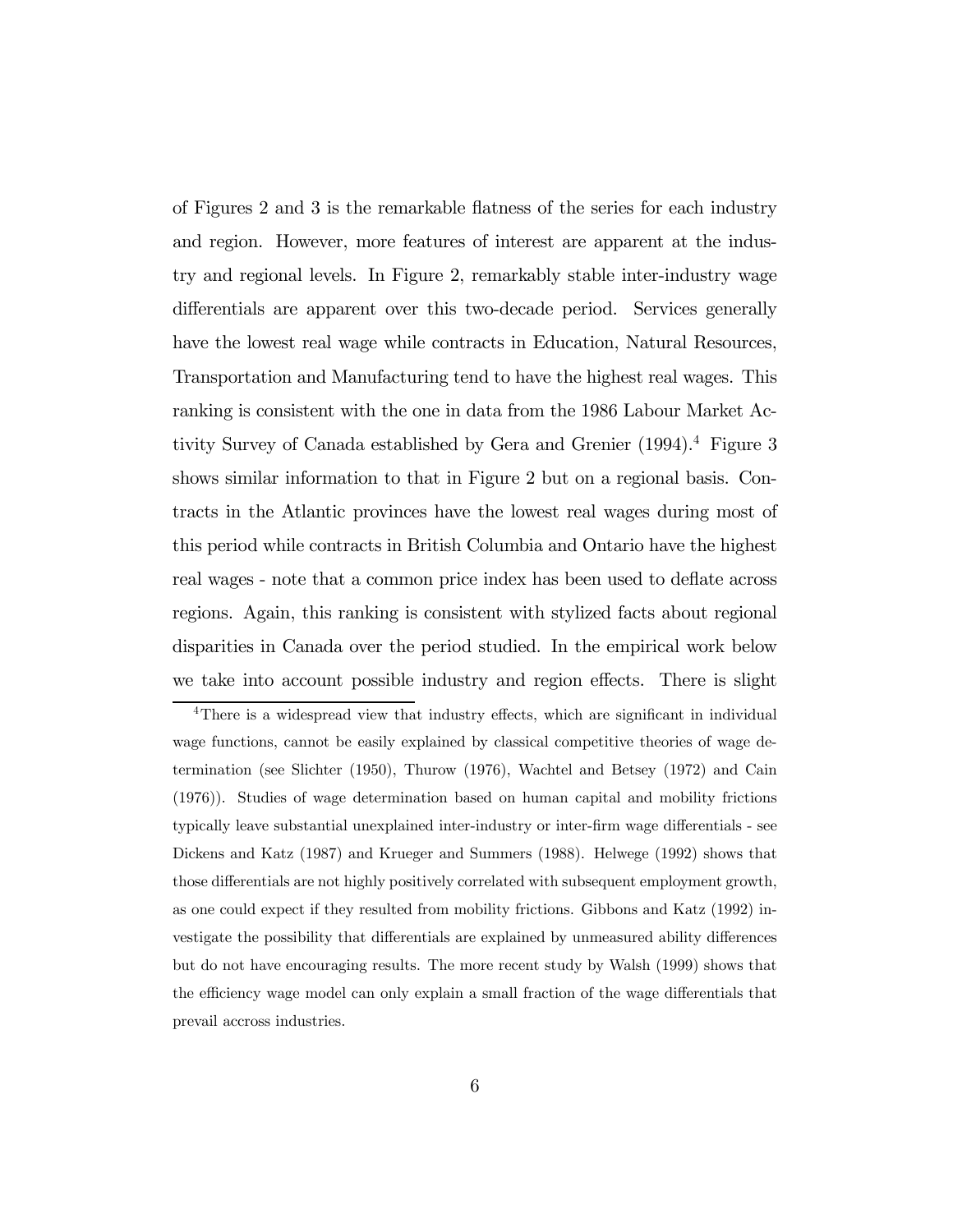of Figures 2 and 3 is the remarkable flatness of the series for each industry and region. However, more features of interest are apparent at the industry and regional levels. In Figure 2, remarkably stable inter-industry wage differentials are apparent over this two-decade period. Services generally have the lowest real wage while contracts in Education, Natural Resources, Transportation and Manufacturing tend to have the highest real wages. This ranking is consistent with the one in data from the 1986 Labour Market Activity Survey of Canada established by Gera and Grenier (1994).[4] Figure 3 shows similar information to that in Figure 2 but on a regional basis. Contracts in the Atlantic provinces have the lowest real wages during most of this period while contracts in British Columbia and Ontario have the highest real wages - note that a common price index has been used to deflate across regions. Again, this ranking is consistent with stylized facts about regional disparities in Canada over the period studied. In the empirical work below we take into account possible industry and region effects. There is slight

[4]There is a widespread view that industry effects, which are significant in individual wage functions, cannot be easily explained by classical competitive theories of wage determination (see Slichter (1950), Thurow (1976), Wachtel and Betsey (1972) and Cain (1976)). Studies of wage determination based on human capital and mobility frictions typically leave substantial unexplained inter-industry or inter-firm wage differentials - see Dickens and Katz (1987) and Krueger and Summers (1988). Helwege (1992) shows that those differentials are not highly positively correlated with subsequent employment growth, as one could expect if they resulted from mobility frictions. Gibbons and Katz (1992) investigate the possibility that differentials are explained by unmeasured ability differences but do not have encouraging results. The more recent study by Walsh (1999) shows that the efficiency wage model can only explain a small fraction of the wage differentials that prevail accross industries.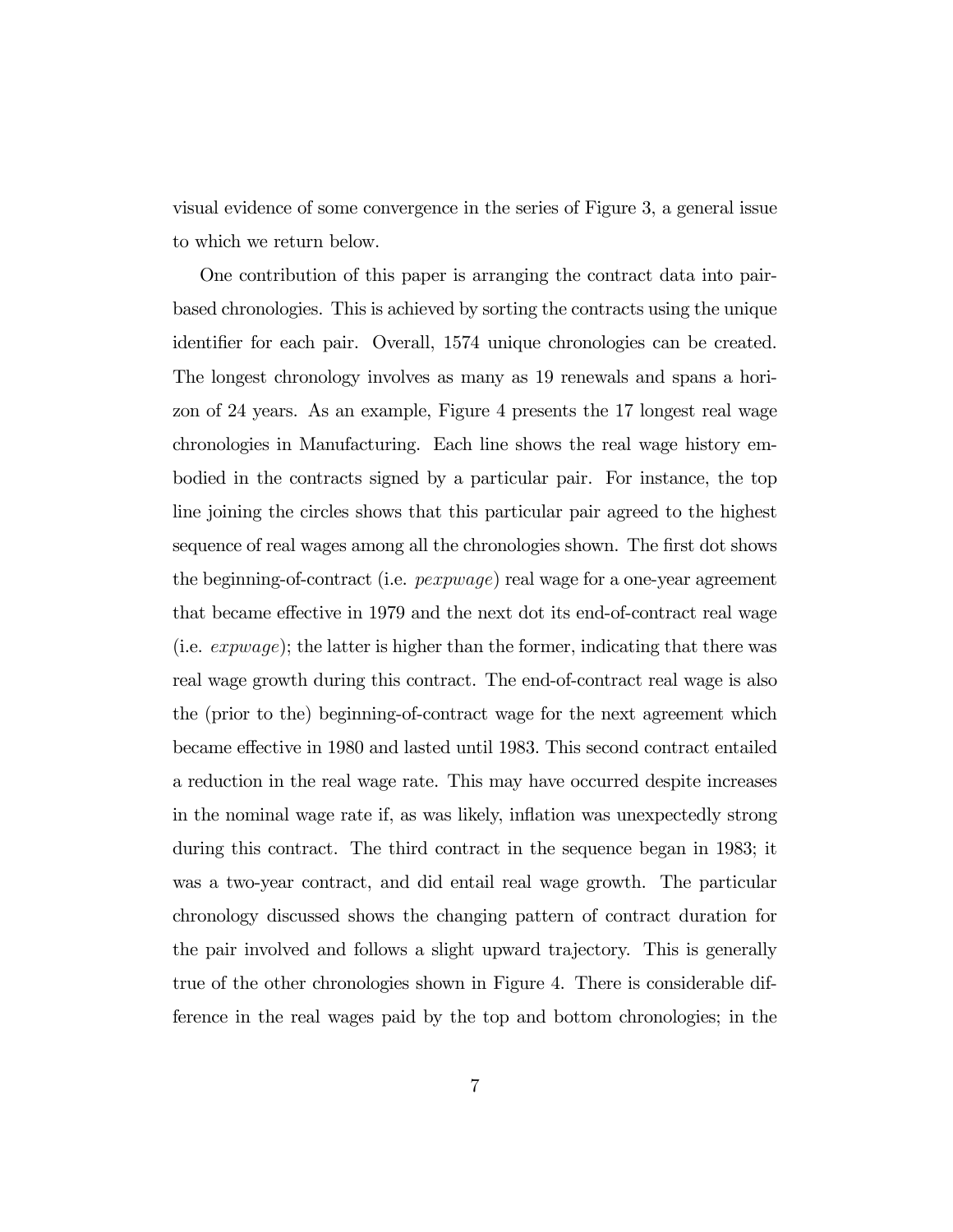visual evidence of some convergence in the series of Figure 3, a general issue to which we return below.

One contribution of this paper is arranging the contract data into pair-based chronologies. This is achieved by sorting the contracts using the unique identifier for each pair. Overall, 1574 unique chronologies can be created. The longest chronology involves as many as 19 renewals and spans a horizon of 24 years. As an example, Figure 4 presents the 17 longest real wage chronologies in Manufacturing. Each line shows the real wage history embodied in the contracts signed by a particular pair. For instance, the top line joining the circles shows that this particular pair agreed to the highest sequence of real wages among all the chronologies shown. The first dot shows the beginning-of-contract (i.e. *pexpwage*) real wage for a one-year agreement that became effective in 1979 and the next dot its end-of-contract real wage (i.e. *expwage*); the latter is higher than the former, indicating that there was real wage growth during this contract. The end-of-contract real wage is also the (prior to the) beginning-of-contract wage for the next agreement which became effective in 1980 and lasted until 1983. This second contract entailed a reduction in the real wage rate. This may have occurred despite increases in the nominal wage rate if, as was likely, inflation was unexpectedly strong during this contract. The third contract in the sequence began in 1983; it was a two-year contract, and did entail real wage growth. The particular chronology discussed shows the changing pattern of contract duration for the pair involved and follows a slight upward trajectory. This is generally true of the other chronologies shown in Figure 4. There is considerable difference in the real wages paid by the top and bottom chronologies; in the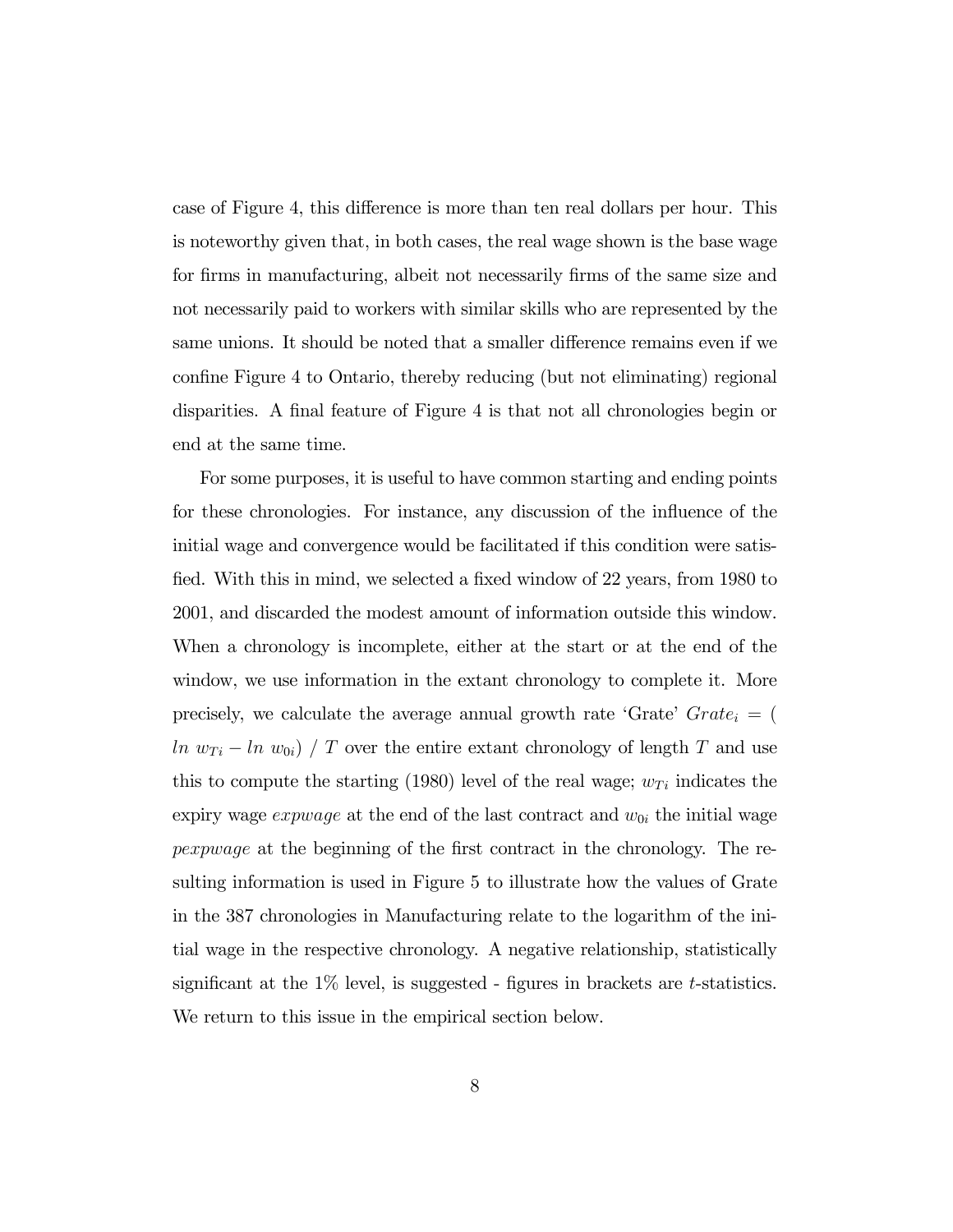case of Figure 4, this difference is more than ten real dollars per hour. This is noteworthy given that, in both cases, the real wage shown is the base wage for firms in manufacturing, albeit not necessarily firms of the same size and not necessarily paid to workers with similar skills who are represented by the same unions. It should be noted that a smaller difference remains even if we confine Figure 4 to Ontario, thereby reducing (but not eliminating) regional disparities. A final feature of Figure 4 is that not all chronologies begin or end at the same time.

For some purposes, it is useful to have common starting and ending points for these chronologies. For instance, any discussion of the influence of the initial wage and convergence would be facilitated if this condition were satisfied. With this in mind, we selected a fixed window of 22 years, from 1980 to 2001, and discarded the modest amount of information outside this window. When a chronology is incomplete, either at the start or at the end of the window, we use information in the extant chronology to complete it. More precisely, we calculate the average annual growth rate 'Grate' $Grate_i = (ln\ w_{Ti} - ln\ w_{0i})\ /\ T$ over the entire extant chronology of length $T$ and use this to compute the starting (1980) level of the real wage; $w_{Ti}$ indicates the expiry wage *expwage* at the end of the last contract and $w_{0i}$ the initial wage *pexpwage* at the beginning of the first contract in the chronology. The resulting information is used in Figure 5 to illustrate how the values of Grate in the 387 chronologies in Manufacturing relate to the logarithm of the initial wage in the respective chronology. A negative relationship, statistically significant at the 1% level, is suggested - figures in brackets are $t$-statistics. We return to this issue in the empirical section below.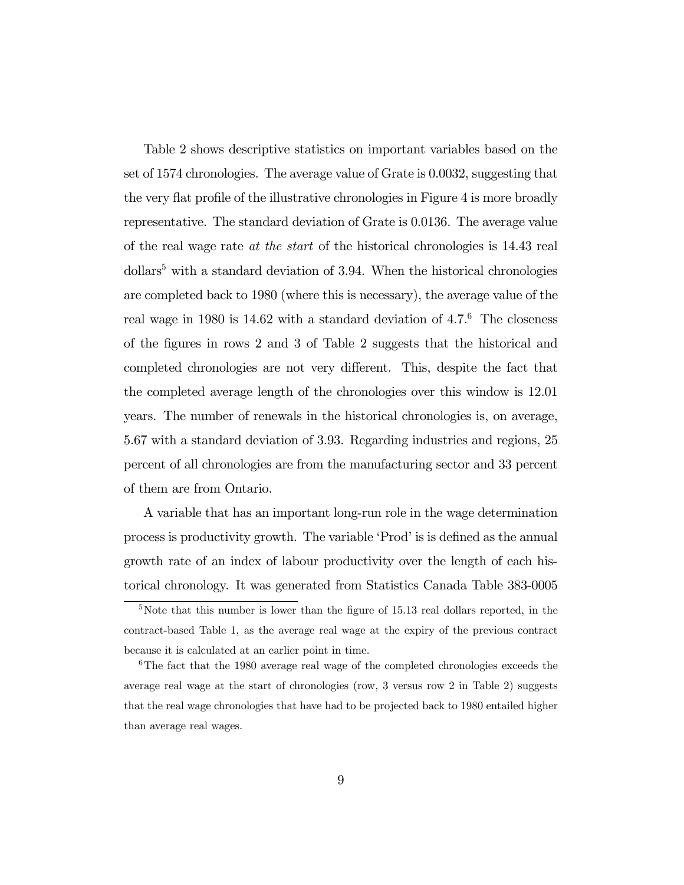Table 2 shows descriptive statistics on important variables based on the set of 1574 chronologies. The average value of Grate is 0.0032, suggesting that the very flat profile of the illustrative chronologies in Figure 4 is more broadly representative. The standard deviation of Grate is 0.0136. The average value of the real wage rate *at the start* of the historical chronologies is 14.43 real dollars[5] with a standard deviation of 3.94. When the historical chronologies are completed back to 1980 (where this is necessary), the average value of the real wage in 1980 is 14.62 with a standard deviation of 4.7.[6] The closeness of the figures in rows 2 and 3 of Table 2 suggests that the historical and completed chronologies are not very different. This, despite the fact that the completed average length of the chronologies over this window is 12.01 years. The number of renewals in the historical chronologies is, on average, 5.67 with a standard deviation of 3.93. Regarding industries and regions, 25 percent of all chronologies are from the manufacturing sector and 33 percent of them are from Ontario.

A variable that has an important long-run role in the wage determination process is productivity growth. The variable 'Prod' is is defined as the annual growth rate of an index of labour productivity over the length of each historical chronology. It was generated from Statistics Canada Table 383-0005

[5] Note that this number is lower than the figure of 15.13 real dollars reported, in the contract-based Table 1, as the average real wage at the expiry of the previous contract because it is calculated at an earlier point in time.

[6] The fact that the 1980 average real wage of the completed chronologies exceeds the average real wage at the start of chronologies (row, 3 versus row 2 in Table 2) suggests that the real wage chronologies that have had to be projected back to 1980 entailed higher than average real wages.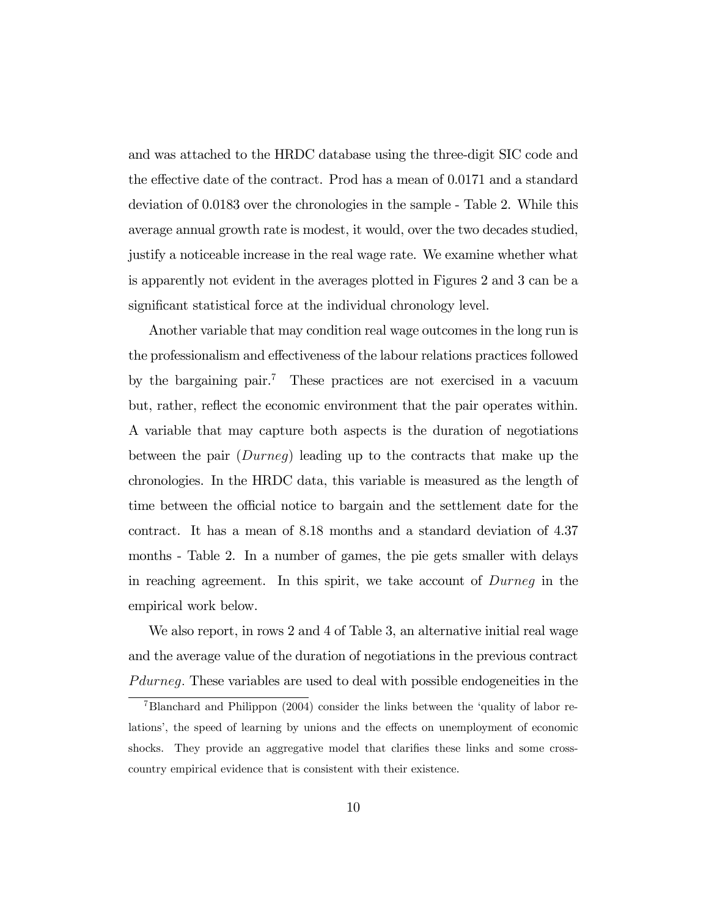and was attached to the HRDC database using the three-digit SIC code and the effective date of the contract. Prod has a mean of 0.0171 and a standard deviation of 0.0183 over the chronologies in the sample - Table 2. While this average annual growth rate is modest, it would, over the two decades studied, justify a noticeable increase in the real wage rate. We examine whether what is apparently not evident in the averages plotted in Figures 2 and 3 can be a significant statistical force at the individual chronology level.

Another variable that may condition real wage outcomes in the long run is the professionalism and effectiveness of the labour relations practices followed by the bargaining pair.[7] These practices are not exercised in a vacuum but, rather, reflect the economic environment that the pair operates within. A variable that may capture both aspects is the duration of negotiations between the pair ($Durneg$) leading up to the contracts that make up the chronologies. In the HRDC data, this variable is measured as the length of time between the official notice to bargain and the settlement date for the contract. It has a mean of 8.18 months and a standard deviation of 4.37 months - Table 2. In a number of games, the pie gets smaller with delays in reaching agreement. In this spirit, we take account of $Durneg$ in the empirical work below.

We also report, in rows 2 and 4 of Table 3, an alternative initial real wage and the average value of the duration of negotiations in the previous contract $Pdurneg$. These variables are used to deal with possible endogeneities in the

[7] Blanchard and Philippon (2004) consider the links between the 'quality of labor relations', the speed of learning by unions and the effects on unemployment of economic shocks. They provide an aggregative model that clarifies these links and some cross-country empirical evidence that is consistent with their existence.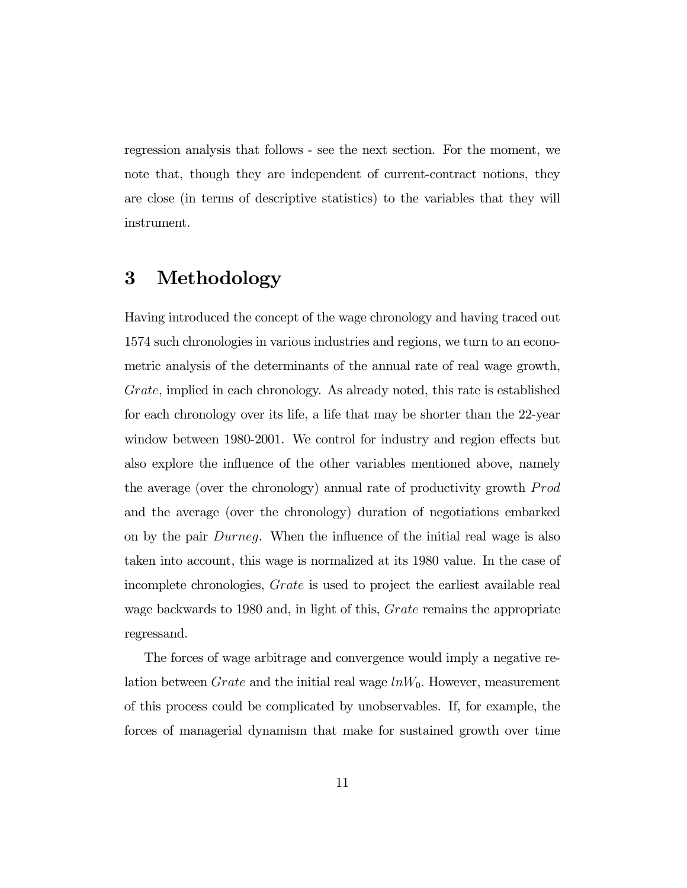regression analysis that follows - see the next section. For the moment, we note that, though they are independent of current-contract notions, they are close (in terms of descriptive statistics) to the variables that they will instrument.

# 3 Methodology

Having introduced the concept of the wage chronology and having traced out 1574 such chronologies in various industries and regions, we turn to an econometric analysis of the determinants of the annual rate of real wage growth, $Grate$, implied in each chronology. As already noted, this rate is established for each chronology over its life, a life that may be shorter than the 22-year window between 1980-2001. We control for industry and region effects but also explore the influence of the other variables mentioned above, namely the average (over the chronology) annual rate of productivity growth $Prod$ and the average (over the chronology) duration of negotiations embarked on by the pair $Durneg$. When the influence of the initial real wage is also taken into account, this wage is normalized at its 1980 value. In the case of incomplete chronologies, $Grate$ is used to project the earliest available real wage backwards to 1980 and, in light of this, $Grate$ remains the appropriate regressand.

The forces of wage arbitrage and convergence would imply a negative relation between $Grate$ and the initial real wage $lnW_0$. However, measurement of this process could be complicated by unobservables. If, for example, the forces of managerial dynamism that make for sustained growth over time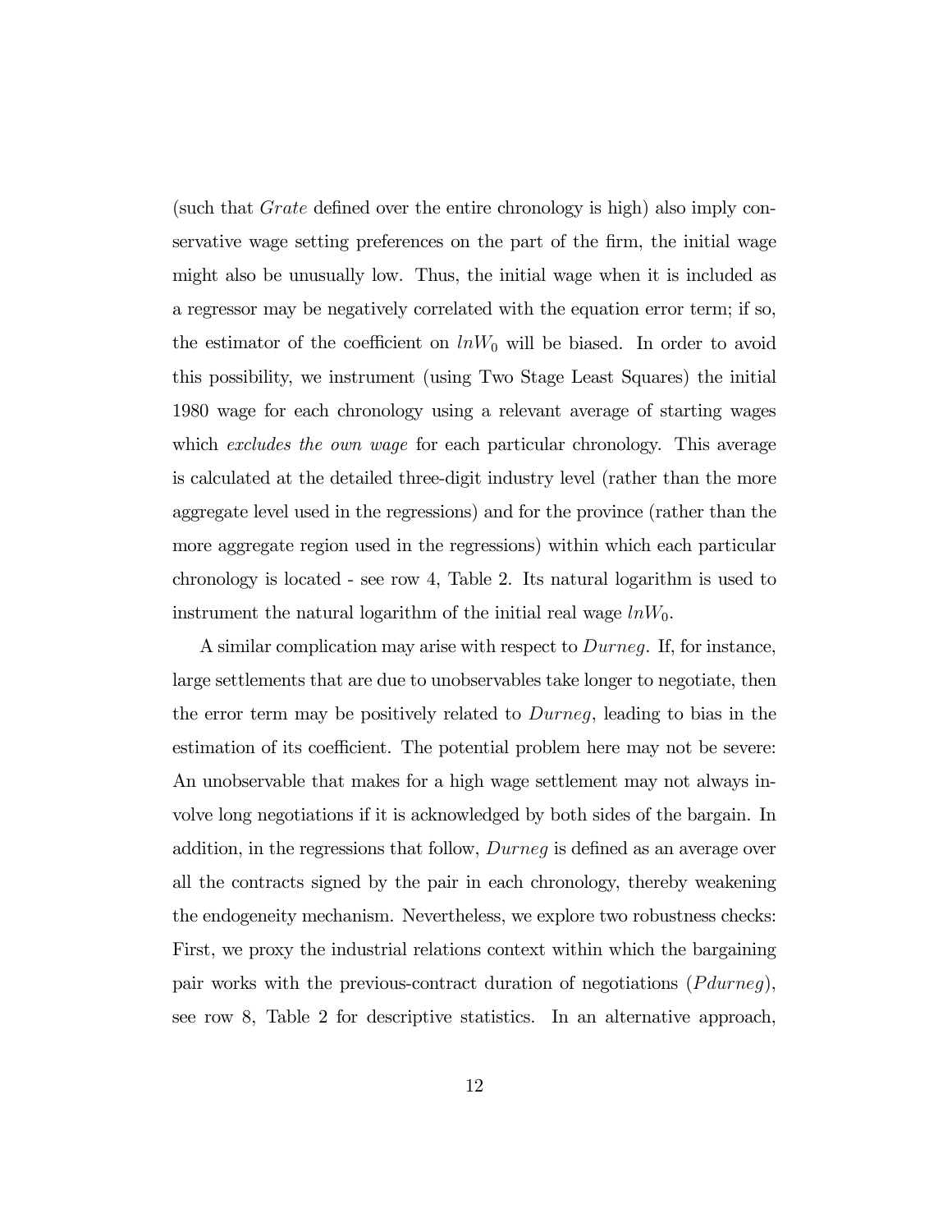(such that *Grate* defined over the entire chronology is high) also imply conservative wage setting preferences on the part of the firm, the initial wage might also be unusually low. Thus, the initial wage when it is included as a regressor may be negatively correlated with the equation error term; if so, the estimator of the coefficient on $lnW_0$ will be biased. In order to avoid this possibility, we instrument (using Two Stage Least Squares) the initial 1980 wage for each chronology using a relevant average of starting wages which *excludes the own wage* for each particular chronology. This average is calculated at the detailed three-digit industry level (rather than the more aggregate level used in the regressions) and for the province (rather than the more aggregate region used in the regressions) within which each particular chronology is located - see row 4, Table 2. Its natural logarithm is used to instrument the natural logarithm of the initial real wage $lnW_0$.

A similar complication may arise with respect to *Durneg*. If, for instance, large settlements that are due to unobservables take longer to negotiate, then the error term may be positively related to *Durneg*, leading to bias in the estimation of its coefficient. The potential problem here may not be severe: An unobservable that makes for a high wage settlement may not always involve long negotiations if it is acknowledged by both sides of the bargain. In addition, in the regressions that follow, *Durneg* is defined as an average over all the contracts signed by the pair in each chronology, thereby weakening the endogeneity mechanism. Nevertheless, we explore two robustness checks: First, we proxy the industrial relations context within which the bargaining pair works with the previous-contract duration of negotiations (*Pdurneg*), see row 8, Table 2 for descriptive statistics. In an alternative approach,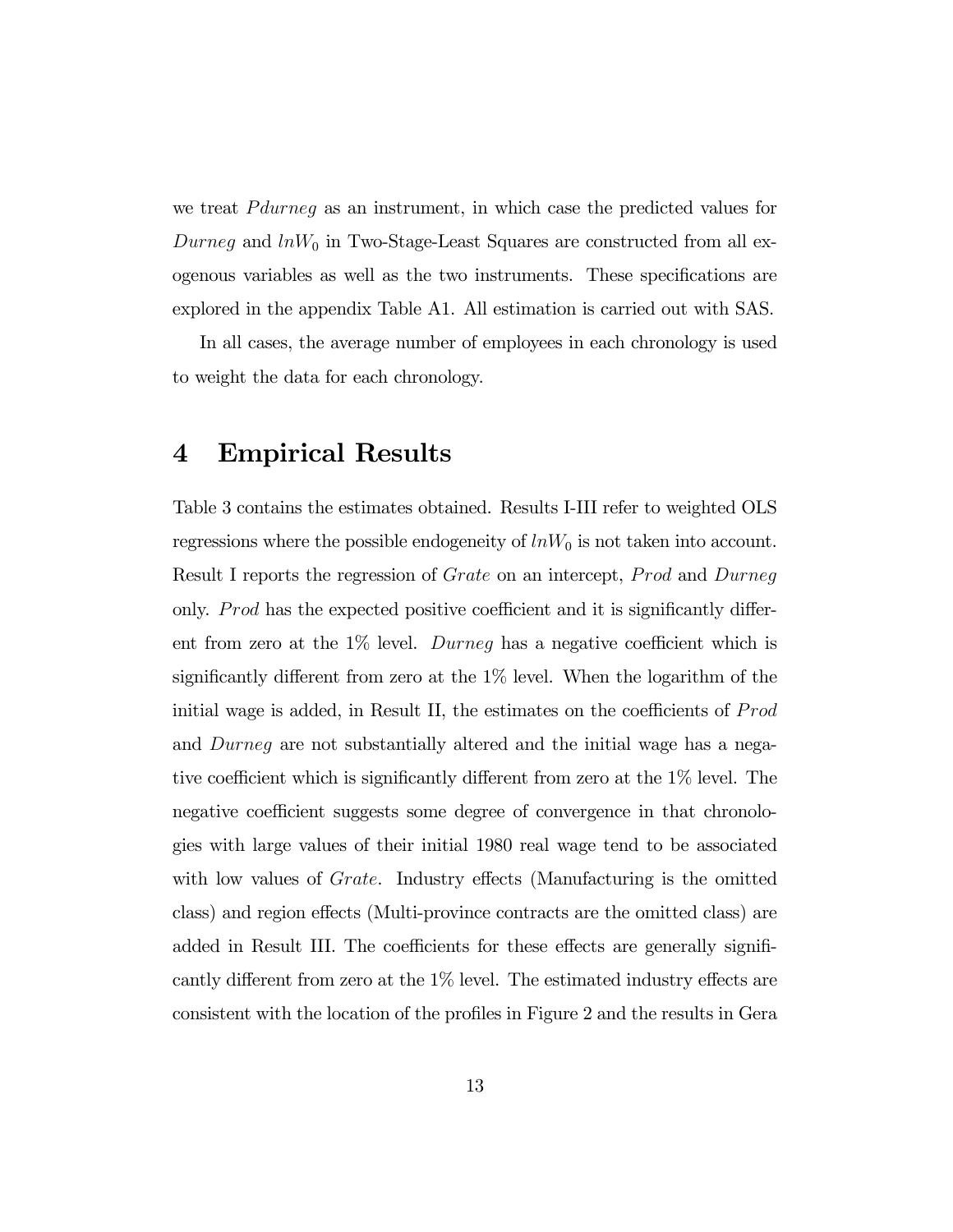we treat $Pdurneg$ as an instrument, in which case the predicted values for $Durneg$ and $lnW_0$ in Two-Stage-Least Squares are constructed from all exogenous variables as well as the two instruments. These specifications are explored in the appendix Table A1. All estimation is carried out with SAS.

In all cases, the average number of employees in each chronology is used to weight the data for each chronology.

# 4 Empirical Results

Table 3 contains the estimates obtained. Results I-III refer to weighted OLS regressions where the possible endogeneity of $lnW_0$ is not taken into account. Result I reports the regression of $Grate$ on an intercept, $Prod$ and $Durneg$ only. $Prod$ has the expected positive coefficient and it is significantly different from zero at the 1% level. $Durneg$ has a negative coefficient which is significantly different from zero at the 1% level. When the logarithm of the initial wage is added, in Result II, the estimates on the coefficients of $Prod$ and $Durneg$ are not substantially altered and the initial wage has a negative coefficient which is significantly different from zero at the 1% level. The negative coefficient suggests some degree of convergence in that chronologies with large values of their initial 1980 real wage tend to be associated with low values of $Grate$. Industry effects (Manufacturing is the omitted class) and region effects (Multi-province contracts are the omitted class) are added in Result III. The coefficients for these effects are generally significantly different from zero at the 1% level. The estimated industry effects are consistent with the location of the profiles in Figure 2 and the results in Gera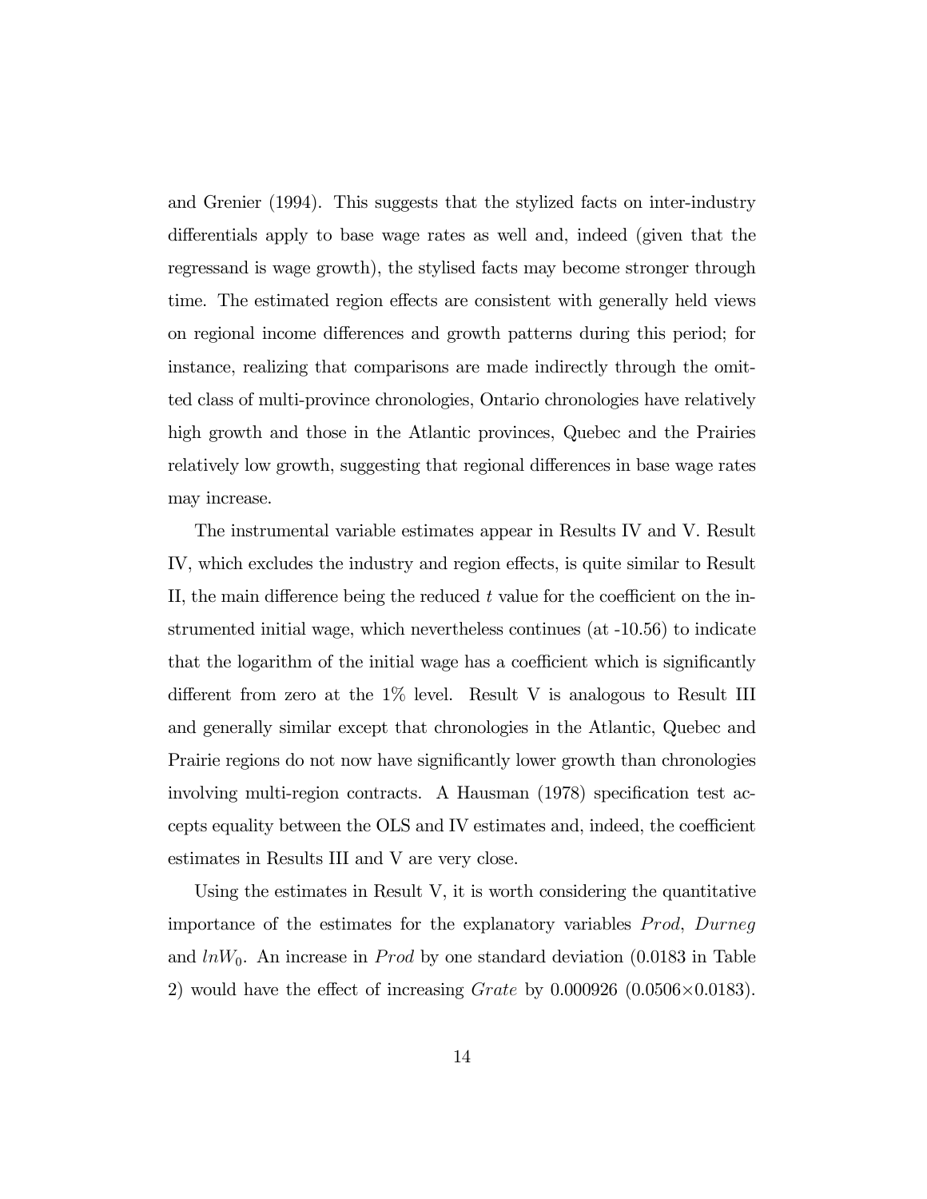and Grenier (1994). This suggests that the stylized facts on inter-industry differentials apply to base wage rates as well and, indeed (given that the regressand is wage growth), the stylised facts may become stronger through time. The estimated region effects are consistent with generally held views on regional income differences and growth patterns during this period; for instance, realizing that comparisons are made indirectly through the omitted class of multi-province chronologies, Ontario chronologies have relatively high growth and those in the Atlantic provinces, Quebec and the Prairies relatively low growth, suggesting that regional differences in base wage rates may increase.

The instrumental variable estimates appear in Results IV and V. Result IV, which excludes the industry and region effects, is quite similar to Result II, the main difference being the reduced $t$ value for the coefficient on the instrumented initial wage, which nevertheless continues (at -10.56) to indicate that the logarithm of the initial wage has a coefficient which is significantly different from zero at the 1% level. Result V is analogous to Result III and generally similar except that chronologies in the Atlantic, Quebec and Prairie regions do not now have significantly lower growth than chronologies involving multi-region contracts. A Hausman (1978) specification test accepts equality between the OLS and IV estimates and, indeed, the coefficient estimates in Results III and V are very close.

Using the estimates in Result V, it is worth considering the quantitative importance of the estimates for the explanatory variables $Prod$, $Durneg$ and $lnW_0$. An increase in $Prod$ by one standard deviation (0.0183 in Table 2) would have the effect of increasing $Grate$ by 0.000926 ($0.0506 \times 0.0183$).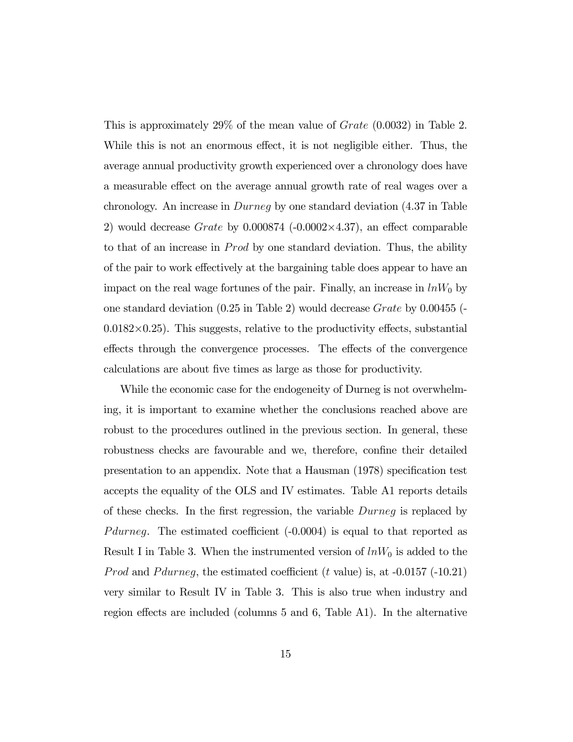This is approximately 29% of the mean value of *Grate* (0.0032) in Table 2. While this is not an enormous effect, it is not negligible either. Thus, the average annual productivity growth experienced over a chronology does have a measurable effect on the average annual growth rate of real wages over a chronology. An increase in *Durneg* by one standard deviation (4.37 in Table 2) would decrease *Grate* by 0.000874 ($-0.0002 \times 4.37$), an effect comparable to that of an increase in *Prod* by one standard deviation. Thus, the ability of the pair to work effectively at the bargaining table does appear to have an impact on the real wage fortunes of the pair. Finally, an increase in $lnW_0$ by one standard deviation (0.25 in Table 2) would decrease *Grate* by 0.00455 ($-0.0182 \times 0.25$). This suggests, relative to the productivity effects, substantial effects through the convergence processes. The effects of the convergence calculations are about five times as large as those for productivity.

While the economic case for the endogeneity of Durneg is not overwhelming, it is important to examine whether the conclusions reached above are robust to the procedures outlined in the previous section. In general, these robustness checks are favourable and we, therefore, confine their detailed presentation to an appendix. Note that a Hausman (1978) specification test accepts the equality of the OLS and IV estimates. Table A1 reports details of these checks. In the first regression, the variable *Durneg* is replaced by *Pdurneg*. The estimated coefficient (-0.0004) is equal to that reported as Result I in Table 3. When the instrumented version of $lnW_0$ is added to the *Prod* and *Pdurneg*, the estimated coefficient ($t$ value) is, at -0.0157 (-10.21) very similar to Result IV in Table 3. This is also true when industry and region effects are included (columns 5 and 6, Table A1). In the alternative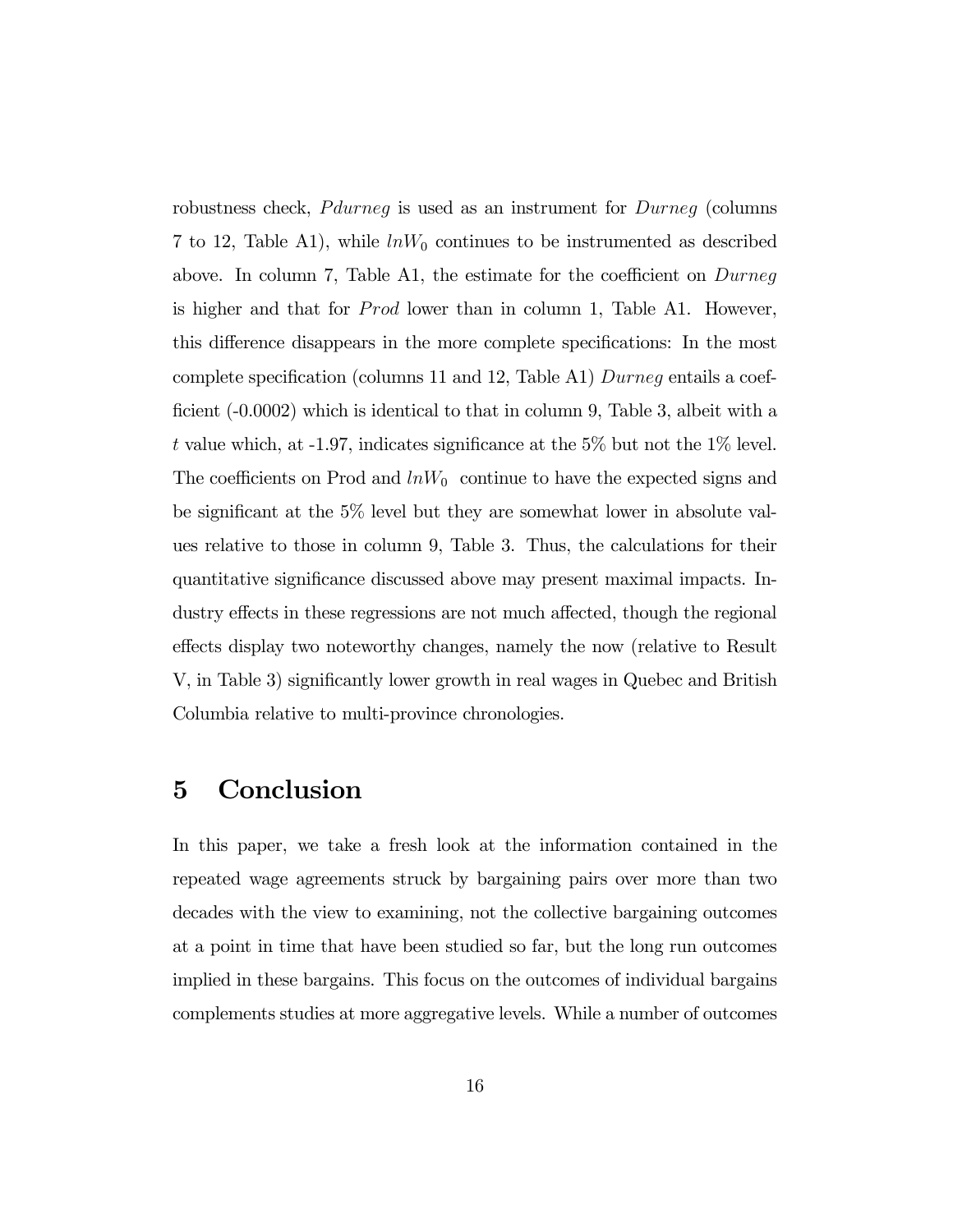robustness check, *Pdurneg* is used as an instrument for *Durneg* (columns 7 to 12, Table A1), while $lnW_0$ continues to be instrumented as described above. In column 7, Table A1, the estimate for the coefficient on *Durneg* is higher and that for *Prod* lower than in column 1, Table A1. However, this difference disappears in the more complete specifications: In the most complete specification (columns 11 and 12, Table A1) *Durneg* entails a coefficient (-0.0002) which is identical to that in column 9, Table 3, albeit with a $t$ value which, at -1.97, indicates significance at the 5% but not the 1% level. The coefficients on Prod and $lnW_0$ continue to have the expected signs and be significant at the 5% level but they are somewhat lower in absolute values relative to those in column 9, Table 3. Thus, the calculations for their quantitative significance discussed above may present maximal impacts. Industry effects in these regressions are not much affected, though the regional effects display two noteworthy changes, namely the now (relative to Result V, in Table 3) significantly lower growth in real wages in Quebec and British Columbia relative to multi-province chronologies.

# 5 Conclusion

In this paper, we take a fresh look at the information contained in the repeated wage agreements struck by bargaining pairs over more than two decades with the view to examining, not the collective bargaining outcomes at a point in time that have been studied so far, but the long run outcomes implied in these bargains. This focus on the outcomes of individual bargains complements studies at more aggregative levels. While a number of outcomes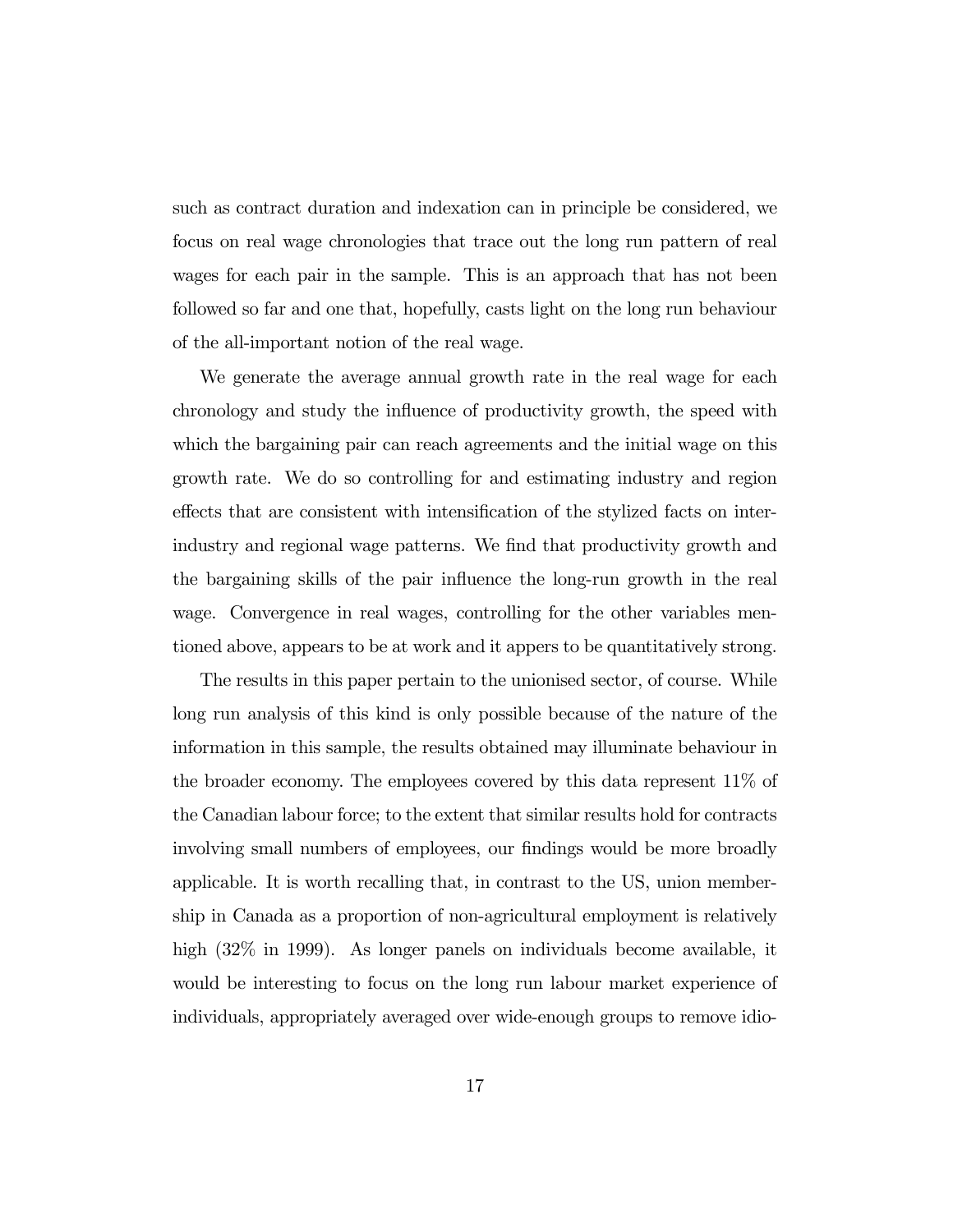such as contract duration and indexation can in principle be considered, we focus on real wage chronologies that trace out the long run pattern of real wages for each pair in the sample. This is an approach that has not been followed so far and one that, hopefully, casts light on the long run behaviour of the all-important notion of the real wage.

We generate the average annual growth rate in the real wage for each chronology and study the influence of productivity growth, the speed with which the bargaining pair can reach agreements and the initial wage on this growth rate. We do so controlling for and estimating industry and region effects that are consistent with intensification of the stylized facts on inter-industry and regional wage patterns. We find that productivity growth and the bargaining skills of the pair influence the long-run growth in the real wage. Convergence in real wages, controlling for the other variables mentioned above, appears to be at work and it appers to be quantitatively strong.

The results in this paper pertain to the unionised sector, of course. While long run analysis of this kind is only possible because of the nature of the information in this sample, the results obtained may illuminate behaviour in the broader economy. The employees covered by this data represent 11% of the Canadian labour force; to the extent that similar results hold for contracts involving small numbers of employees, our findings would be more broadly applicable. It is worth recalling that, in contrast to the US, union membership in Canada as a proportion of non-agricultural employment is relatively high (32% in 1999). As longer panels on individuals become available, it would be interesting to focus on the long run labour market experience of individuals, appropriately averaged over wide-enough groups to remove idio-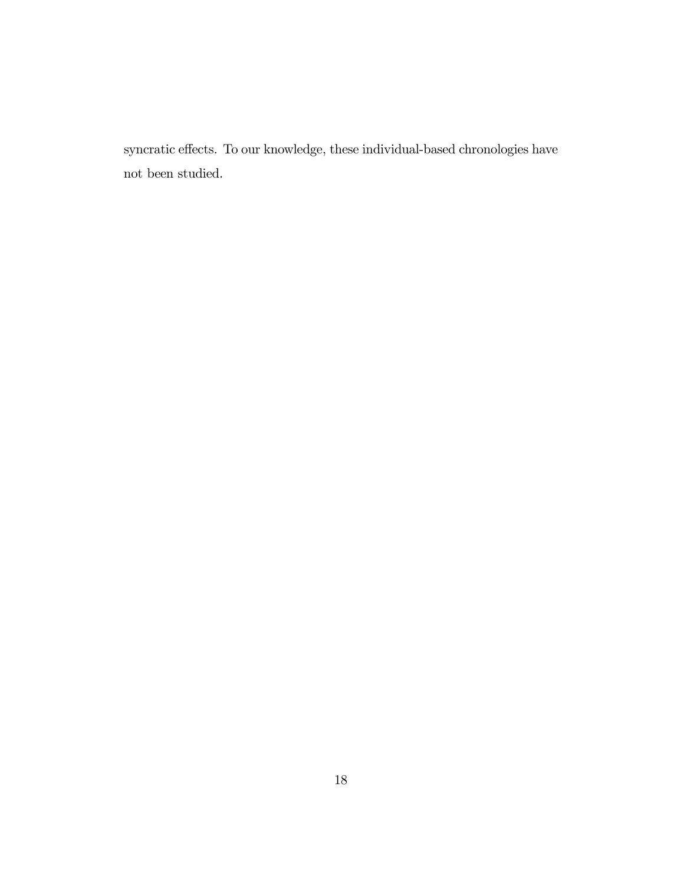syncratic effects. To our knowledge, these individual-based chronologies have not been studied.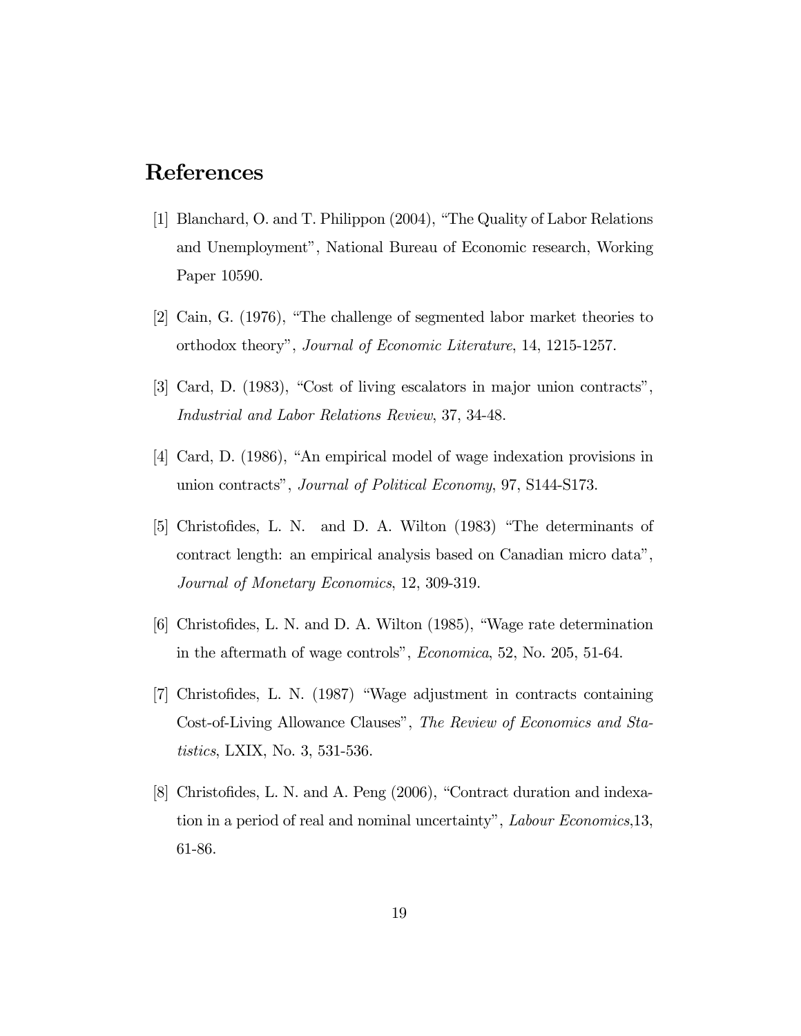# References

[1] Blanchard, O. and T. Philippon (2004), "The Quality of Labor Relations and Unemployment", National Bureau of Economic research, Working Paper 10590.

[2] Cain, G. (1976), "The challenge of segmented labor market theories to orthodox theory", *Journal of Economic Literature*, 14, 1215-1257.

[3] Card, D. (1983), "Cost of living escalators in major union contracts", *Industrial and Labor Relations Review*, 37, 34-48.

[4] Card, D. (1986), "An empirical model of wage indexation provisions in union contracts", *Journal of Political Economy*, 97, S144-S173.

[5] Christofides, L. N. and D. A. Wilton (1983) "The determinants of contract length: an empirical analysis based on Canadian micro data", *Journal of Monetary Economics*, 12, 309-319.

[6] Christofides, L. N. and D. A. Wilton (1985), "Wage rate determination in the aftermath of wage controls", *Economica*, 52, No. 205, 51-64.

[7] Christofides, L. N. (1987) "Wage adjustment in contracts containing Cost-of-Living Allowance Clauses", *The Review of Economics and Statistics*, LXIX, No. 3, 531-536.

[8] Christofides, L. N. and A. Peng (2006), "Contract duration and indexation in a period of real and nominal uncertainty", *Labour Economics*,13, 61-86.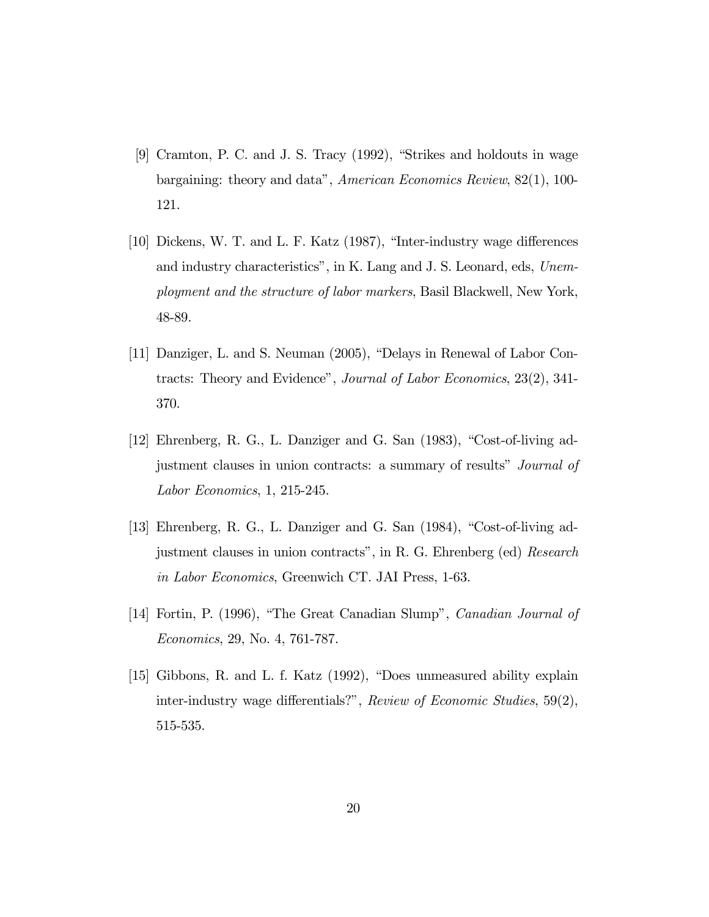[9] Cramton, P. C. and J. S. Tracy (1992), "Strikes and holdouts in wage bargaining: theory and data", *American Economics Review*, 82(1), 100-121.

[10] Dickens, W. T. and L. F. Katz (1987), "Inter-industry wage differences and industry characteristics", in K. Lang and J. S. Leonard, eds, *Unemployment and the structure of labor markers*, Basil Blackwell, New York, 48-89.

[11] Danziger, L. and S. Neuman (2005), "Delays in Renewal of Labor Contracts: Theory and Evidence", *Journal of Labor Economics*, 23(2), 341-370.

[12] Ehrenberg, R. G., L. Danziger and G. San (1983), "Cost-of-living adjustment clauses in union contracts: a summary of results" *Journal of Labor Economics*, 1, 215-245.

[13] Ehrenberg, R. G., L. Danziger and G. San (1984), "Cost-of-living adjustment clauses in union contracts", in R. G. Ehrenberg (ed) *Research in Labor Economics*, Greenwich CT. JAI Press, 1-63.

[14] Fortin, P. (1996), "The Great Canadian Slump", *Canadian Journal of Economics*, 29, No. 4, 761-787.

[15] Gibbons, R. and L. f. Katz (1992), "Does unmeasured ability explain inter-industry wage differentials?", *Review of Economic Studies*, 59(2), 515-535.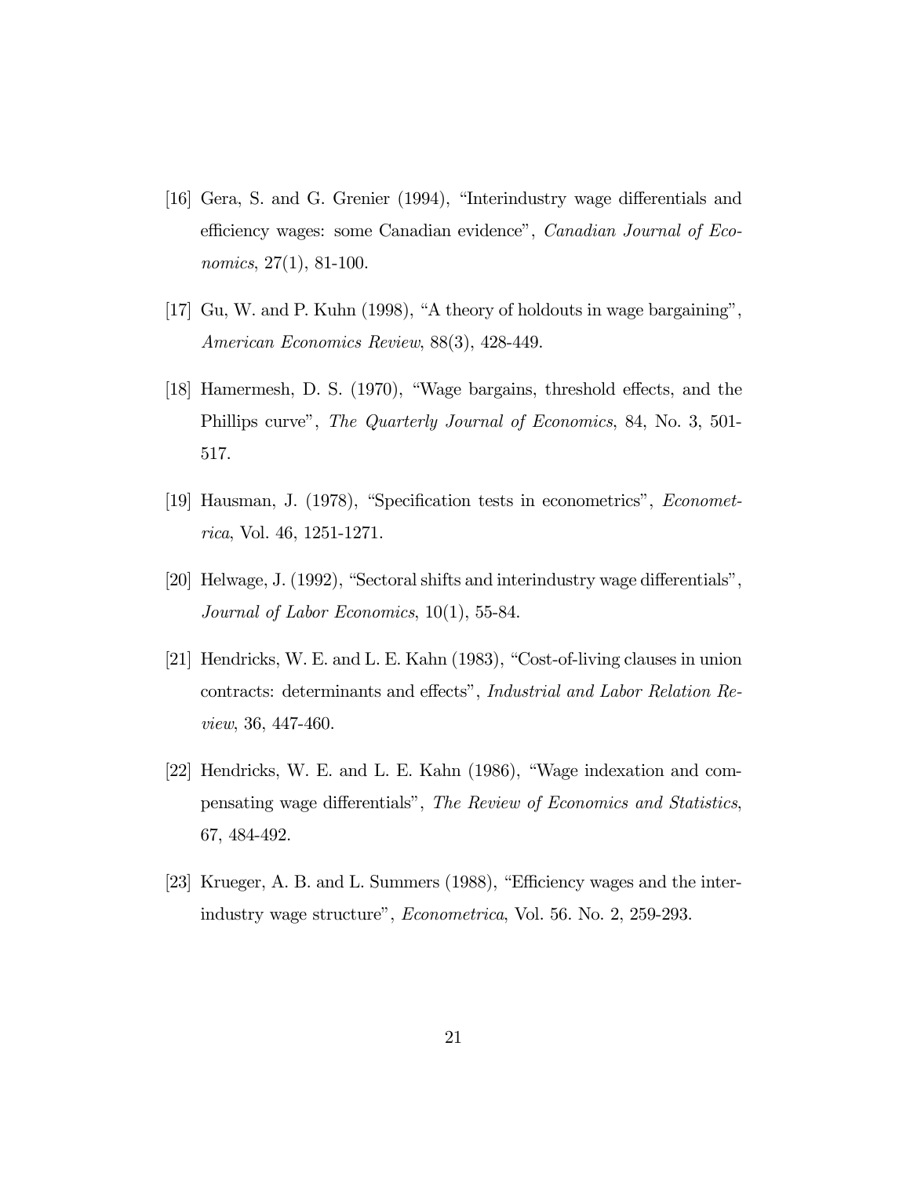[16] Gera, S. and G. Grenier (1994), "Interindustry wage differentials and efficiency wages: some Canadian evidence", *Canadian Journal of Economics*, 27(1), 81-100.

[17] Gu, W. and P. Kuhn (1998), "A theory of holdouts in wage bargaining", *American Economics Review*, 88(3), 428-449.

[18] Hamermesh, D. S. (1970), "Wage bargains, threshold effects, and the Phillips curve", *The Quarterly Journal of Economics*, 84, No. 3, 501-517.

[19] Hausman, J. (1978), "Specification tests in econometrics", *Econometrica*, Vol. 46, 1251-1271.

[20] Helwage, J. (1992), "Sectoral shifts and interindustry wage differentials", *Journal of Labor Economics*, 10(1), 55-84.

[21] Hendricks, W. E. and L. E. Kahn (1983), "Cost-of-living clauses in union contracts: determinants and effects", *Industrial and Labor Relation Review*, 36, 447-460.

[22] Hendricks, W. E. and L. E. Kahn (1986), "Wage indexation and compensating wage differentials", *The Review of Economics and Statistics*, 67, 484-492.

[23] Krueger, A. B. and L. Summers (1988), "Efficiency wages and the interindustry wage structure", *Econometrica*, Vol. 56. No. 2, 259-293.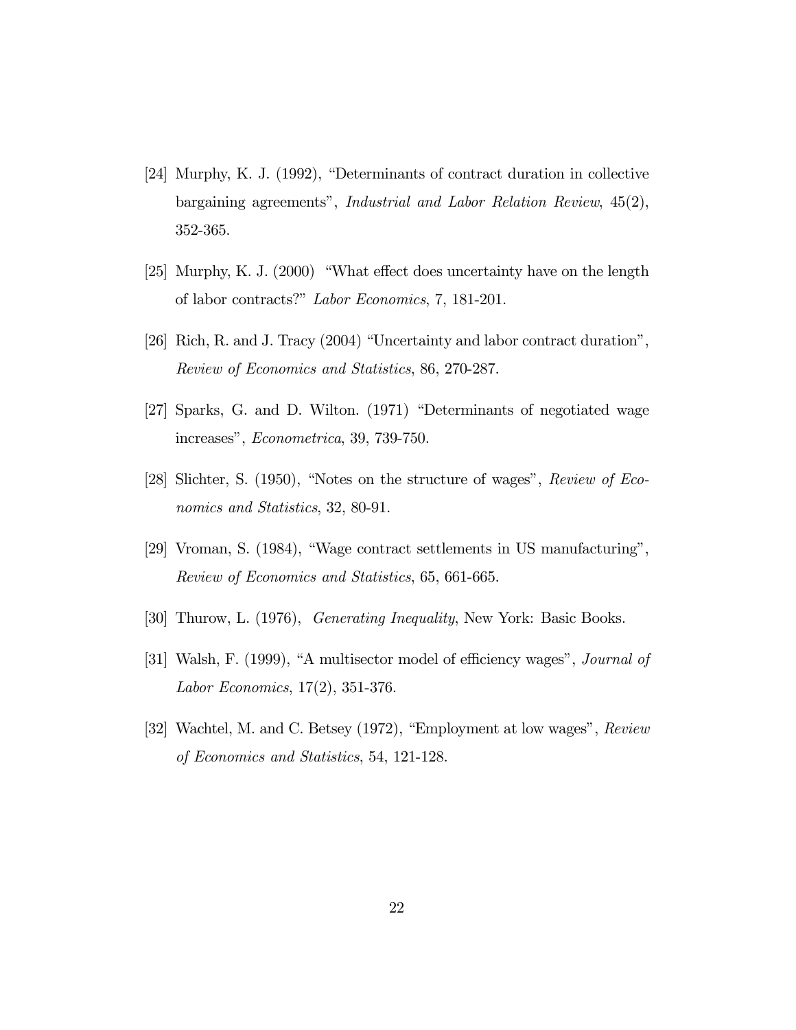[24] Murphy, K. J. (1992), "Determinants of contract duration in collective bargaining agreements", *Industrial and Labor Relation Review*, 45(2), 352-365.

[25] Murphy, K. J. (2000) "What effect does uncertainty have on the length of labor contracts?" *Labor Economics*, 7, 181-201.

[26] Rich, R. and J. Tracy (2004) "Uncertainty and labor contract duration", *Review of Economics and Statistics*, 86, 270-287.

[27] Sparks, G. and D. Wilton. (1971) "Determinants of negotiated wage increases", *Econometrica*, 39, 739-750.

[28] Slichter, S. (1950), "Notes on the structure of wages", *Review of Economics and Statistics*, 32, 80-91.

[29] Vroman, S. (1984), "Wage contract settlements in US manufacturing", *Review of Economics and Statistics*, 65, 661-665.

[30] Thurow, L. (1976), *Generating Inequality*, New York: Basic Books.

[31] Walsh, F. (1999), "A multisector model of efficiency wages", *Journal of Labor Economics*, 17(2), 351-376.

[32] Wachtel, M. and C. Betsey (1972), "Employment at low wages", *Review of Economics and Statistics*, 54, 121-128.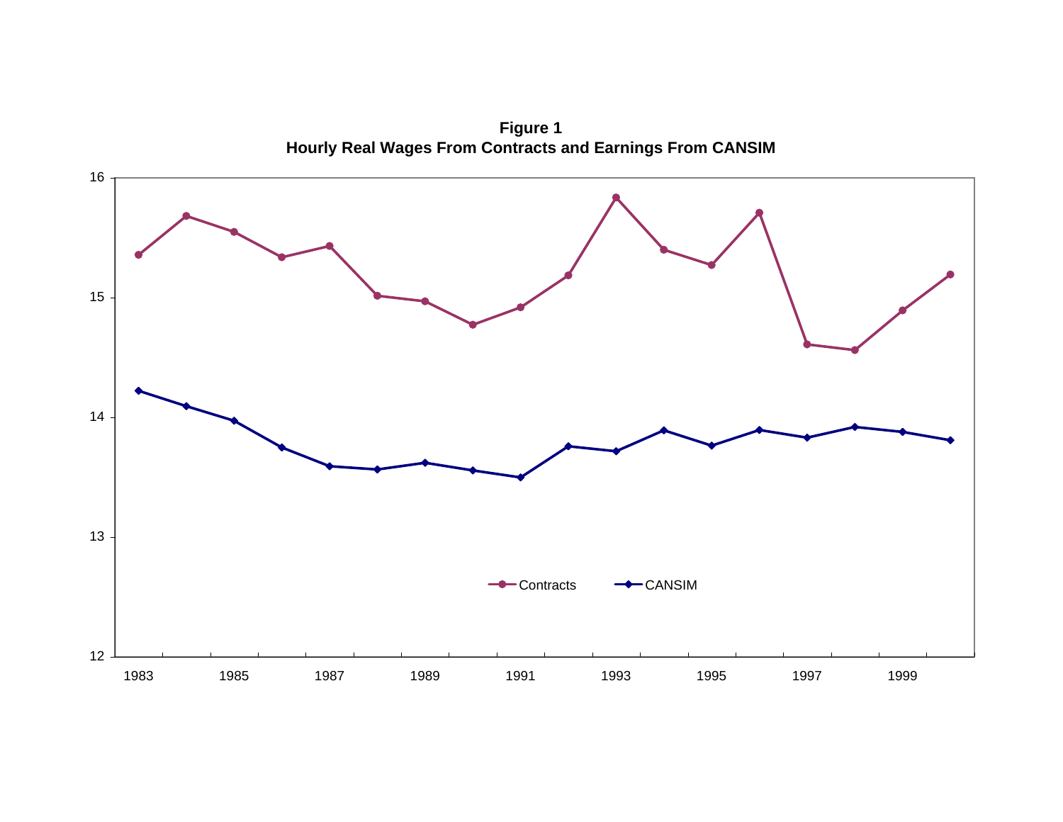**Figure 1**
**Hourly Real Wages From Contracts and Earnings From CANSIM**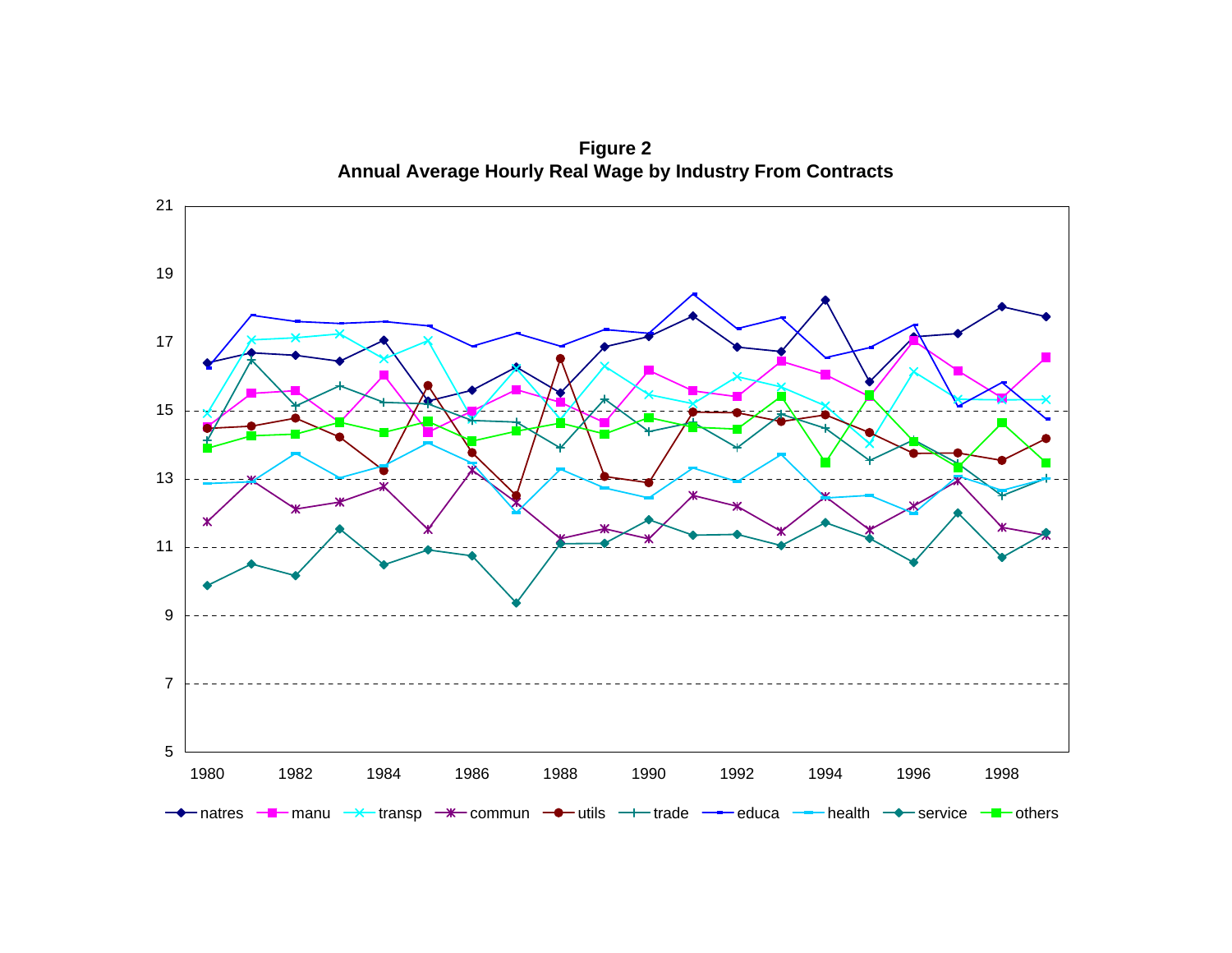**Figure 2**
**Annual Average Hourly Real Wage by Industry From Contracts**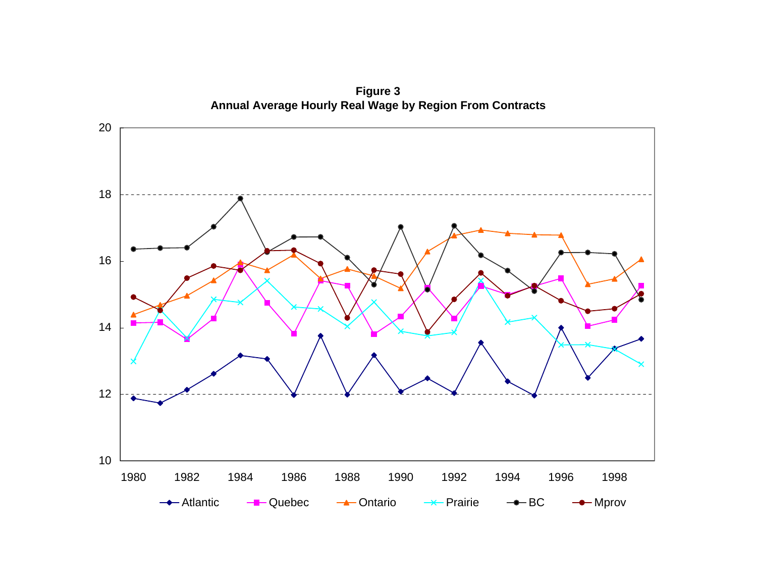**Figure 3**
**Annual Average Hourly Real Wage by Region From Contracts**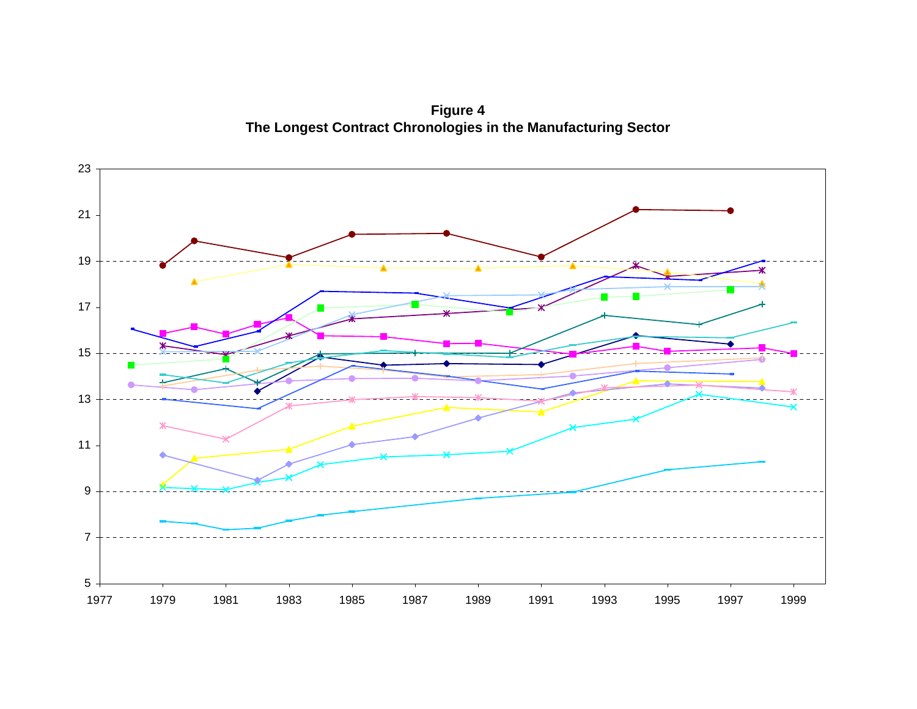**Figure 4**
**The Longest Contract Chronologies in the Manufacturing Sector**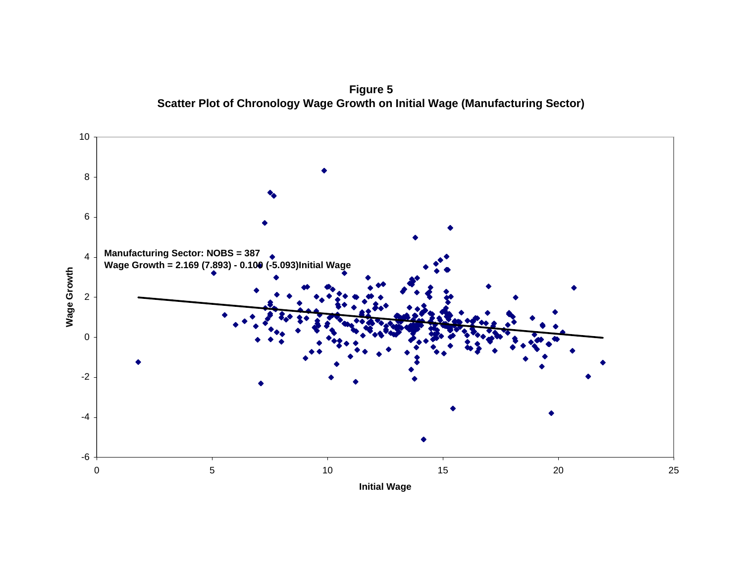**Figure 5**
**Scatter Plot of Chronology Wage Growth on Initial Wage (Manufacturing Sector)**

**Manufacturing Sector: NOBS = 387**
**Wage Growth = 2.169 (7.893) - 0.100 (-5.093)Initial Wage**

Wage Growth

Initial Wage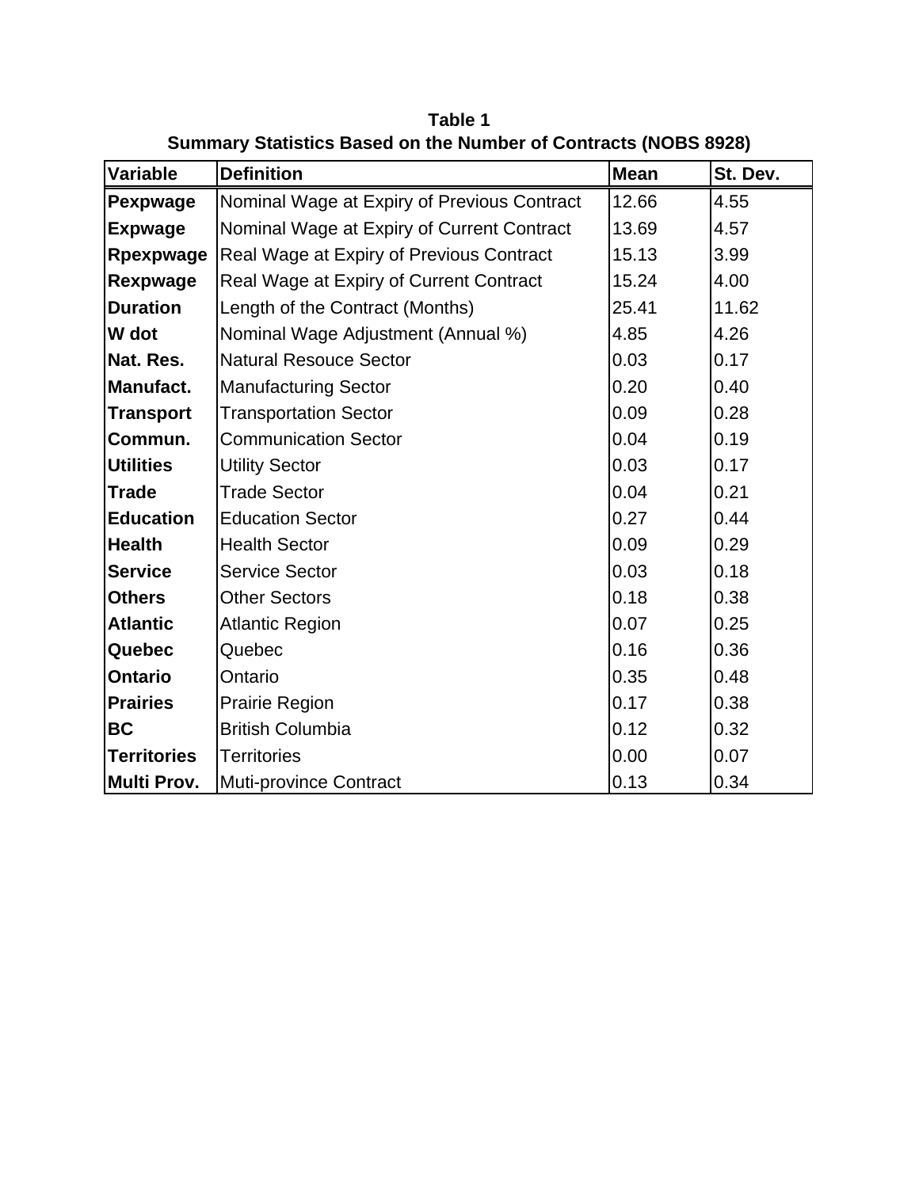**Table 1**
**Summary Statistics Based on the Number of Contracts (NOBS 8928)**

| Variable | Definition | Mean | St. Dev. |
|---|---|---|---|
| **Pexpwage** | Nominal Wage at Expiry of Previous Contract | 12.66 | 4.55 |
| **Expwage** | Nominal Wage at Expiry of Current Contract | 13.69 | 4.57 |
| **Rpexpwage** | Real Wage at Expiry of Previous Contract | 15.13 | 3.99 |
| **Rexpwage** | Real Wage at Expiry of Current Contract | 15.24 | 4.00 |
| **Duration** | Length of the Contract (Months) | 25.41 | 11.62 |
| **W dot** | Nominal Wage Adjustment (Annual %) | 4.85 | 4.26 |
| **Nat. Res.** | Natural Resouce Sector | 0.03 | 0.17 |
| **Manufact.** | Manufacturing Sector | 0.20 | 0.40 |
| **Transport** | Transportation Sector | 0.09 | 0.28 |
| **Commun.** | Communication Sector | 0.04 | 0.19 |
| **Utilities** | Utility Sector | 0.03 | 0.17 |
| **Trade** | Trade Sector | 0.04 | 0.21 |
| **Education** | Education Sector | 0.27 | 0.44 |
| **Health** | Health Sector | 0.09 | 0.29 |
| **Service** | Service Sector | 0.03 | 0.18 |
| **Others** | Other Sectors | 0.18 | 0.38 |
| **Atlantic** | Atlantic Region | 0.07 | 0.25 |
| **Quebec** | Quebec | 0.16 | 0.36 |
| **Ontario** | Ontario | 0.35 | 0.48 |
| **Prairies** | Prairie Region | 0.17 | 0.38 |
| **BC** | British Columbia | 0.12 | 0.32 |
| **Territories** | Territories | 0.00 | 0.07 |
| **Multi Prov.** | Muti-province Contract | 0.13 | 0.34 |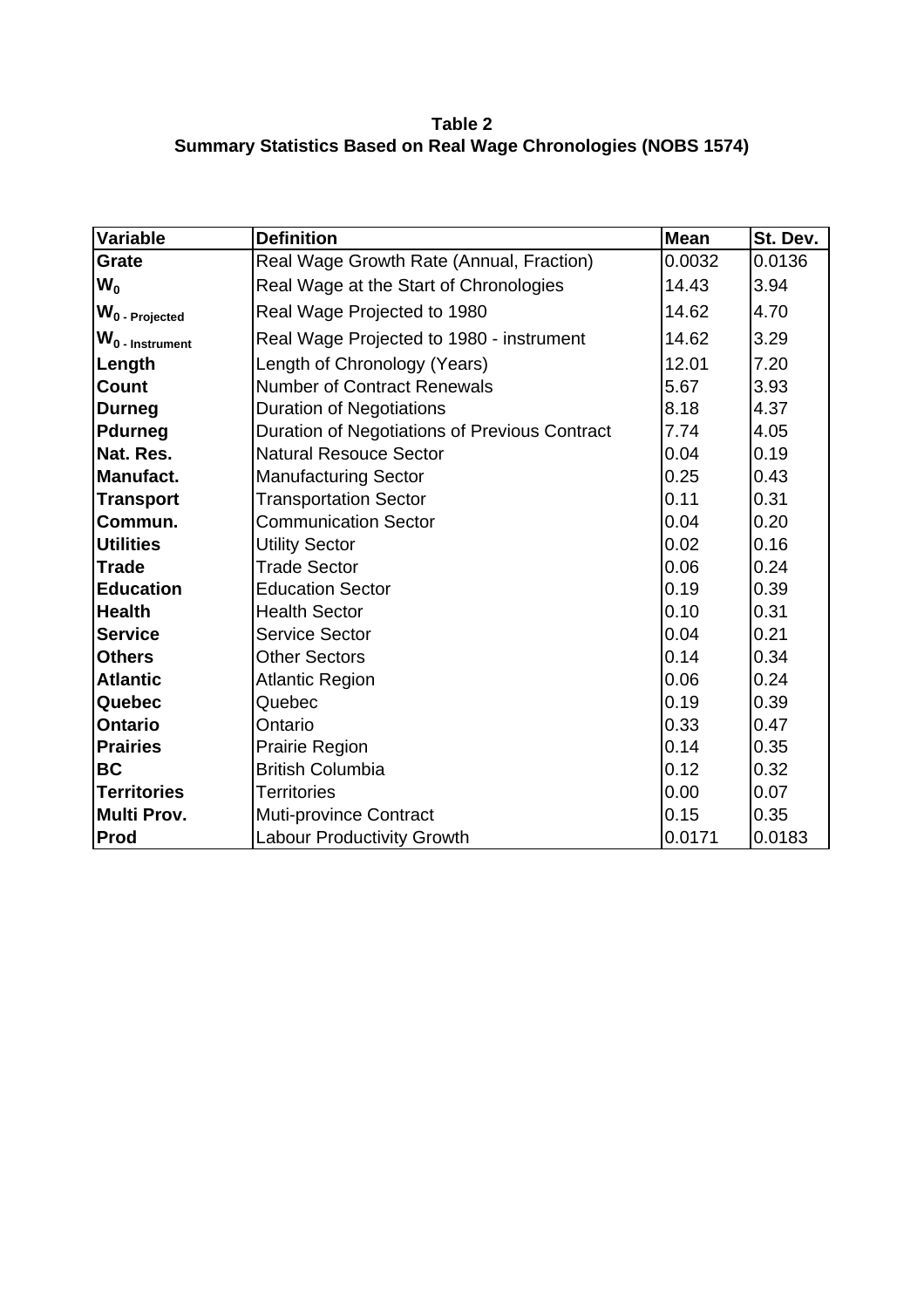**Table 2**
**Summary Statistics Based on Real Wage Chronologies (NOBS 1574)**

| Variable | Definition | Mean | St. Dev. |
|---|---|---|---|
| **Grate** | Real Wage Growth Rate (Annual, Fraction) | 0.0032 | 0.0136 |
| **$W_0$** | Real Wage at the Start of Chronologies | 14.43 | 3.94 |
| **$W_{0\text{ - Projected}}$** | Real Wage Projected to 1980 | 14.62 | 4.70 |
| **$W_{0\text{ - Instrument}}$** | Real Wage Projected to 1980 - instrument | 14.62 | 3.29 |
| **Length** | Length of Chronology (Years) | 12.01 | 7.20 |
| **Count** | Number of Contract Renewals | 5.67 | 3.93 |
| **Durneg** | Duration of Negotiations | 8.18 | 4.37 |
| **Pdurneg** | Duration of Negotiations of Previous Contract | 7.74 | 4.05 |
| **Nat. Res.** | Natural Resouce Sector | 0.04 | 0.19 |
| **Manufact.** | Manufacturing Sector | 0.25 | 0.43 |
| **Transport** | Transportation Sector | 0.11 | 0.31 |
| **Commun.** | Communication Sector | 0.04 | 0.20 |
| **Utilities** | Utility Sector | 0.02 | 0.16 |
| **Trade** | Trade Sector | 0.06 | 0.24 |
| **Education** | Education Sector | 0.19 | 0.39 |
| **Health** | Health Sector | 0.10 | 0.31 |
| **Service** | Service Sector | 0.04 | 0.21 |
| **Others** | Other Sectors | 0.14 | 0.34 |
| **Atlantic** | Atlantic Region | 0.06 | 0.24 |
| **Quebec** | Quebec | 0.19 | 0.39 |
| **Ontario** | Ontario | 0.33 | 0.47 |
| **Prairies** | Prairie Region | 0.14 | 0.35 |
| **BC** | British Columbia | 0.12 | 0.32 |
| **Territories** | Territories | 0.00 | 0.07 |
| **Multi Prov.** | Muti-province Contract | 0.15 | 0.35 |
| **Prod** | Labour Productivity Growth | 0.0171 | 0.0183 |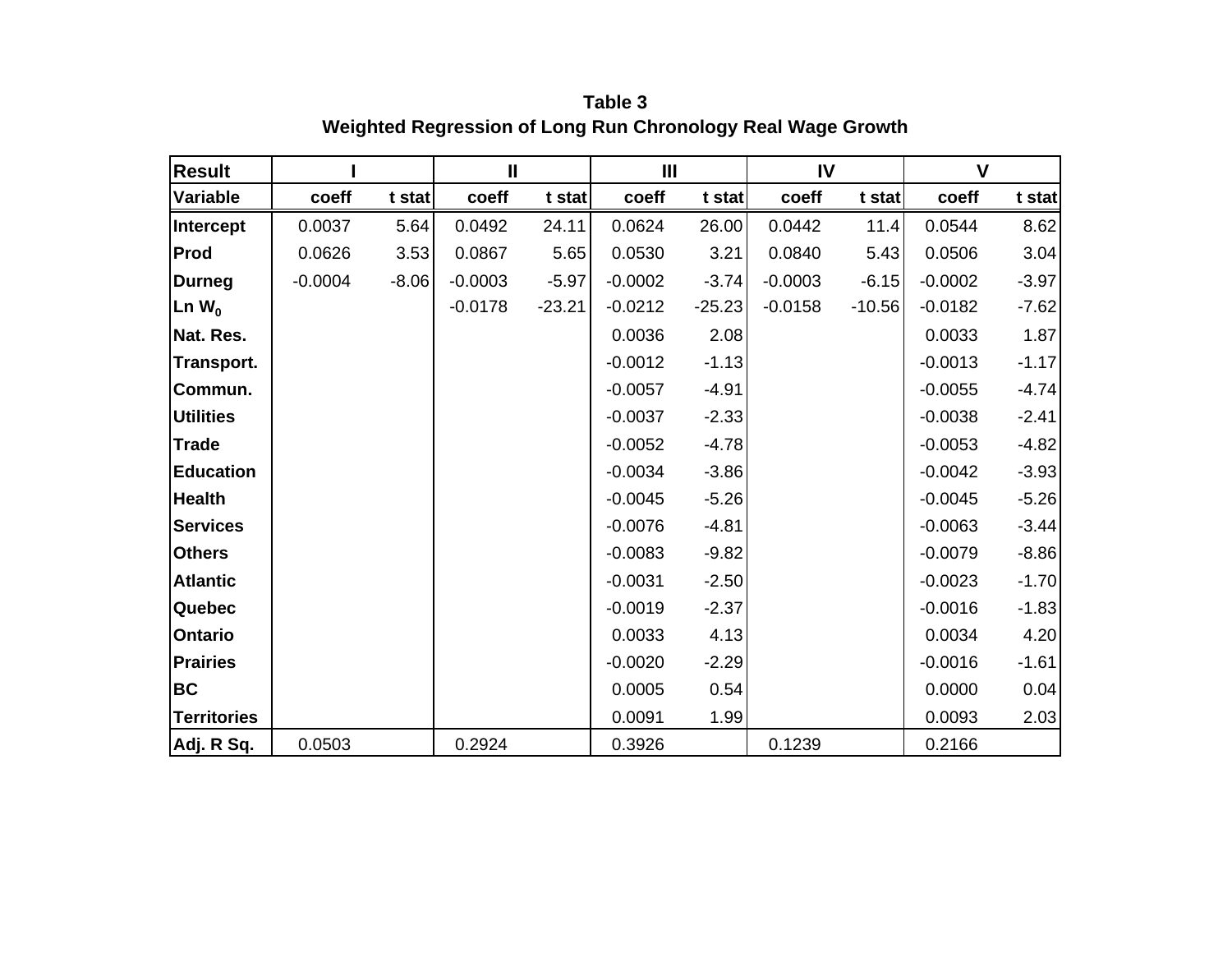**Table 3**
**Weighted Regression of Long Run Chronology Real Wage Growth**

| Result | I | | II | | III | | IV | | V | |
|---|---|---|---|---|---|---|---|---|---|---|
| Variable | coeff | t stat | coeff | t stat | coeff | t stat | coeff | t stat | coeff | t stat |
| Intercept | 0.0037 | 5.64 | 0.0492 | 24.11 | 0.0624 | 26.00 | 0.0442 | 11.4 | 0.0544 | 8.62 |
| Prod | 0.0626 | 3.53 | 0.0867 | 5.65 | 0.0530 | 3.21 | 0.0840 | 5.43 | 0.0506 | 3.04 |
| Durneg | -0.0004 | -8.06 | -0.0003 | -5.97 | -0.0002 | -3.74 | -0.0003 | -6.15 | -0.0002 | -3.97 |
| Ln $W_0$ | | | -0.0178 | -23.21 | -0.0212 | -25.23 | -0.0158 | -10.56 | -0.0182 | -7.62 |
| Nat. Res. | | | | | 0.0036 | 2.08 | | | 0.0033 | 1.87 |
| Transport. | | | | | -0.0012 | -1.13 | | | -0.0013 | -1.17 |
| Commun. | | | | | -0.0057 | -4.91 | | | -0.0055 | -4.74 |
| Utilities | | | | | -0.0037 | -2.33 | | | -0.0038 | -2.41 |
| Trade | | | | | -0.0052 | -4.78 | | | -0.0053 | -4.82 |
| Education | | | | | -0.0034 | -3.86 | | | -0.0042 | -3.93 |
| Health | | | | | -0.0045 | -5.26 | | | -0.0045 | -5.26 |
| Services | | | | | -0.0076 | -4.81 | | | -0.0063 | -3.44 |
| Others | | | | | -0.0083 | -9.82 | | | -0.0079 | -8.86 |
| Atlantic | | | | | -0.0031 | -2.50 | | | -0.0023 | -1.70 |
| Quebec | | | | | -0.0019 | -2.37 | | | -0.0016 | -1.83 |
| Ontario | | | | | 0.0033 | 4.13 | | | 0.0034 | 4.20 |
| Prairies | | | | | -0.0020 | -2.29 | | | -0.0016 | -1.61 |
| BC | | | | | 0.0005 | 0.54 | | | 0.0000 | 0.04 |
| Territories | | | | | 0.0091 | 1.99 | | | 0.0093 | 2.03 |
| Adj. R Sq. | 0.0503 | | 0.2924 | | 0.3926 | | 0.1239 | | 0.2166 | |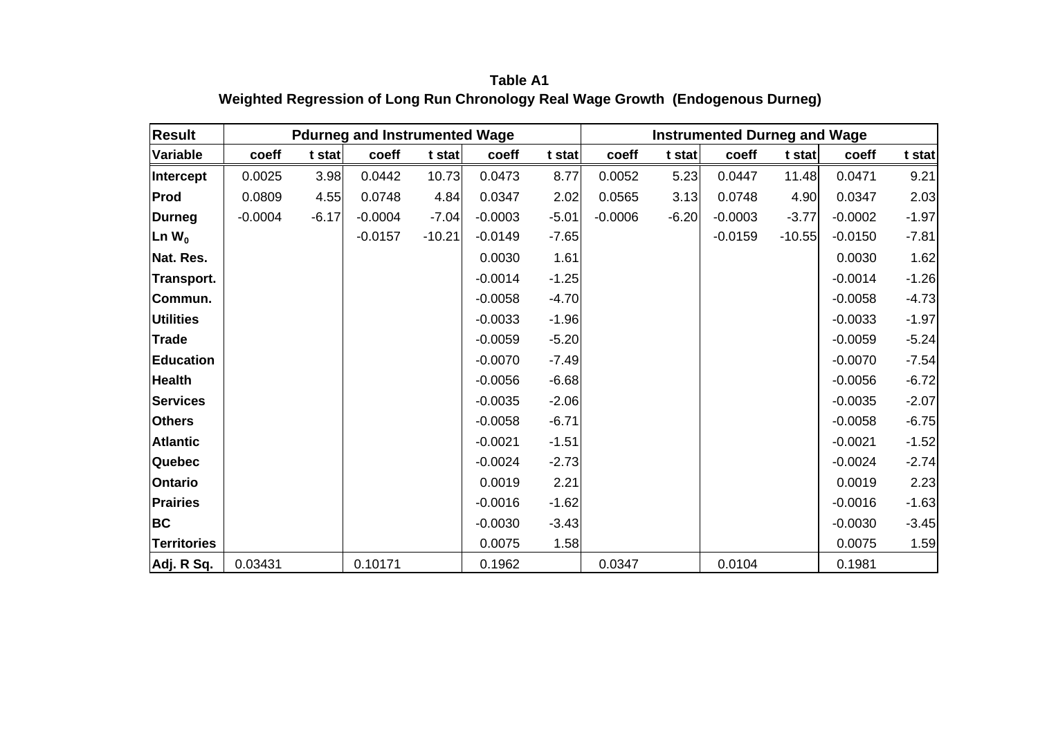**Table A1**
**Weighted Regression of Long Run Chronology Real Wage Growth (Endogenous Durneg)**

| Result | Pdurneg and Instrumented Wage | | | | | | Instrumented Durneg and Wage | | | | | |
|---|---|---|---|---|---|---|---|---|---|---|---|---|
| Variable | coeff | t stat | coeff | t stat | coeff | t stat | coeff | t stat | coeff | t stat | coeff | t stat |
| Intercept | 0.0025 | 3.98 | 0.0442 | 10.73 | 0.0473 | 8.77 | 0.0052 | 5.23 | 0.0447 | 11.48 | 0.0471 | 9.21 |
| Prod | 0.0809 | 4.55 | 0.0748 | 4.84 | 0.0347 | 2.02 | 0.0565 | 3.13 | 0.0748 | 4.90 | 0.0347 | 2.03 |
| Durneg | -0.0004 | -6.17 | -0.0004 | -7.04 | -0.0003 | -5.01 | -0.0006 | -6.20 | -0.0003 | -3.77 | -0.0002 | -1.97 |
| Ln $W_0$ | | | -0.0157 | -10.21 | -0.0149 | -7.65 | | | -0.0159 | -10.55 | -0.0150 | -7.81 |
| Nat. Res. | | | | | 0.0030 | 1.61 | | | | | 0.0030 | 1.62 |
| Transport. | | | | | -0.0014 | -1.25 | | | | | -0.0014 | -1.26 |
| Commun. | | | | | -0.0058 | -4.70 | | | | | -0.0058 | -4.73 |
| Utilities | | | | | -0.0033 | -1.96 | | | | | -0.0033 | -1.97 |
| Trade | | | | | -0.0059 | -5.20 | | | | | -0.0059 | -5.24 |
| Education | | | | | -0.0070 | -7.49 | | | | | -0.0070 | -7.54 |
| Health | | | | | -0.0056 | -6.68 | | | | | -0.0056 | -6.72 |
| Services | | | | | -0.0035 | -2.06 | | | | | -0.0035 | -2.07 |
| Others | | | | | -0.0058 | -6.71 | | | | | -0.0058 | -6.75 |
| Atlantic | | | | | -0.0021 | -1.51 | | | | | -0.0021 | -1.52 |
| Quebec | | | | | -0.0024 | -2.73 | | | | | -0.0024 | -2.74 |
| Ontario | | | | | 0.0019 | 2.21 | | | | | 0.0019 | 2.23 |
| Prairies | | | | | -0.0016 | -1.62 | | | | | -0.0016 | -1.63 |
| BC | | | | | -0.0030 | -3.43 | | | | | -0.0030 | -3.45 |
| Territories | | | | | 0.0075 | 1.58 | | | | | 0.0075 | 1.59 |
| Adj. R Sq. | 0.03431 | | 0.10171 | | 0.1962 | | 0.0347 | | 0.0104 | | 0.1981 | |